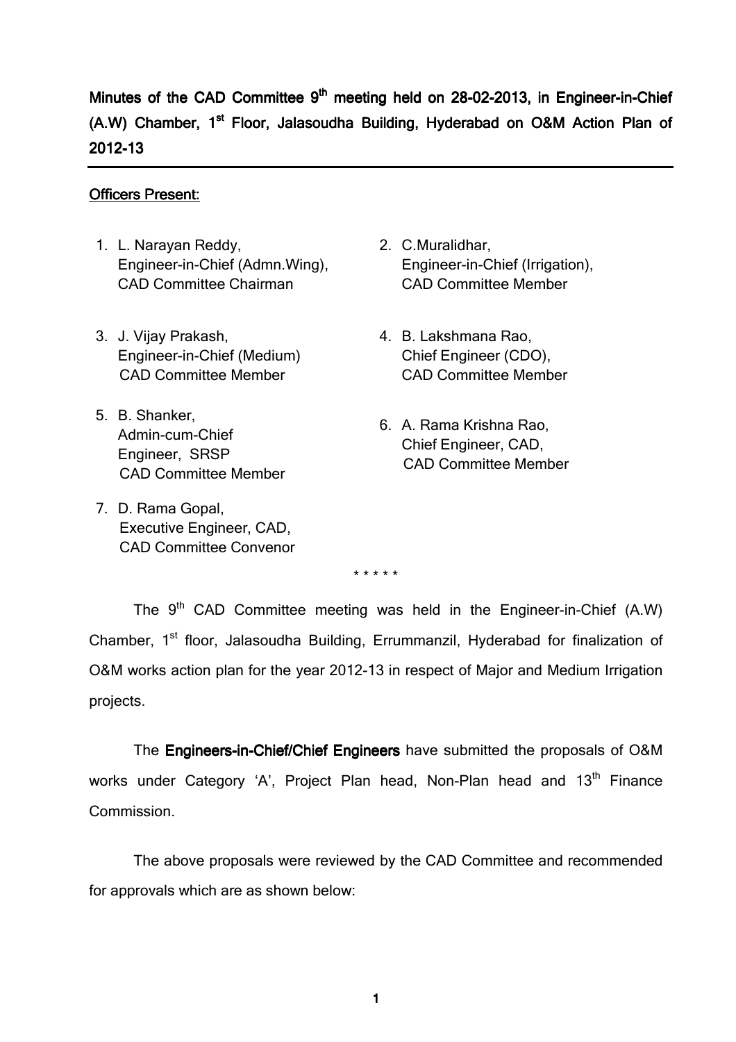# Minutes of the CAD Committee 9th meeting held on 28-02-2013, in Engineer-in-Chief (A.W) Chamber, 1st Floor, Jalasoudha Building, Hyderabad on O&M Action Plan of 2012-13

**Officers Present:**

1. L. Narayan Reddy,
   Engineer-in-Chief (Admn.Wing),
   CAD Committee Chairman
2. C.Muralidhar,
   Engineer-in-Chief (Irrigation),
   CAD Committee Member
3. J. Vijay Prakash,
   Engineer-in-Chief (Medium)
   CAD Committee Member
4. B. Lakshmana Rao,
   Chief Engineer (CDO),
   CAD Committee Member
5. B. Shanker,
   Admin-cum-Chief
   Engineer, SRSP
   CAD Committee Member
6. A. Rama Krishna Rao,
   Chief Engineer, CAD,
   CAD Committee Member
7. D. Rama Gopal,
   Executive Engineer, CAD,
   CAD Committee Convenor

\* \* \* \* \*

The 9th CAD Committee meeting was held in the Engineer-in-Chief (A.W) Chamber, 1st floor, Jalasoudha Building, Errummanzil, Hyderabad for finalization of O&M works action plan for the year 2012-13 in respect of Major and Medium Irrigation projects.

The **Engineers-in-Chief/Chief Engineers** have submitted the proposals of O&M works under Category 'A', Project Plan head, Non-Plan head and 13th Finance Commission.

The above proposals were reviewed by the CAD Committee and recommended for approvals which are as shown below: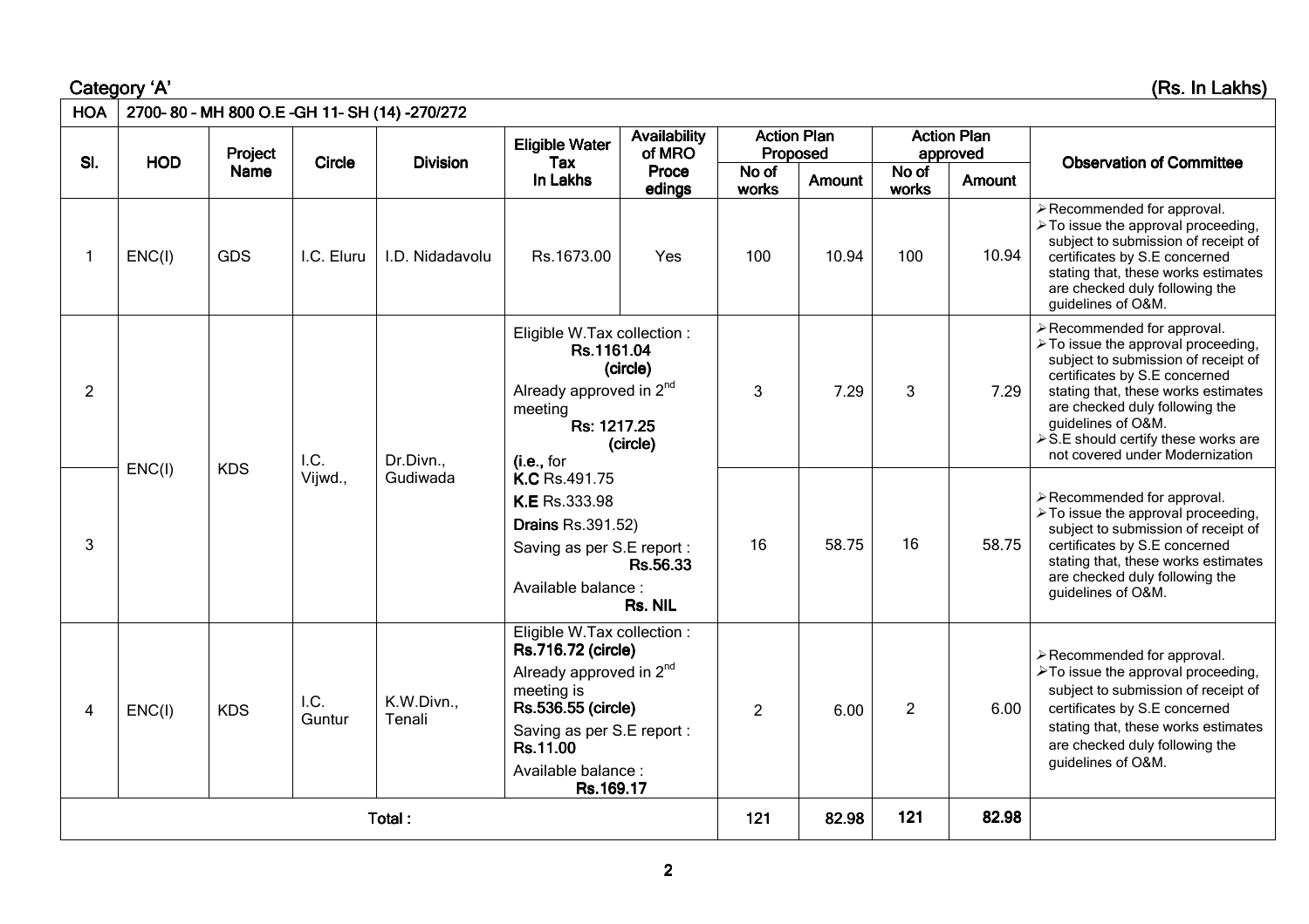Category 'A' (Rs. In Lakhs)

| HOA | 2700- 80 - MH 800 O.E -GH 11- SH (14) -270/272 | | | | | | | | | | |
|---|---|---|---|---|---|---|---|---|---|---|---|
| Sl. | HOD | Project Name | Circle | Division | Eligible Water Tax In Lakhs | Availability of MRO Proceedings | Action Plan Proposed | | Action Plan approved | | Observation of Committee |
| | | | | | | | No of works | Amount | No of works | Amount | |
| 1 | ENC(I) | GDS | I.C. Eluru | I.D. Nidadavolu | Rs.1673.00 | Yes | 100 | 10.94 | 100 | 10.94 | ➢ Recommended for approval. ➢ To issue the approval proceeding, subject to submission of receipt of certificates by S.E concerned stating that, these works estimates are checked duly following the guidelines of O&M. |
| 2 | ENC(I) | KDS | I.C. Vijwd., | Dr.Divn., Gudiwada | Eligible W.Tax collection : **Rs.1161.04 (circle)** Already approved in 2nd meeting **Rs: 1217.25 (circle)** **(i.e.,** for **K.C** Rs.491.75 **K.E** Rs.333.98 **Drains** Rs.391.52) Saving as per S.E report : **Rs.56.33** Available balance : **Rs. NIL** | | 3 | 7.29 | 3 | 7.29 | ➢ Recommended for approval. ➢ To issue the approval proceeding, subject to submission of receipt of certificates by S.E concerned stating that, these works estimates are checked duly following the guidelines of O&M. ➢ S.E should certify these works are not covered under Modernization |
| 3 | | | | | | | 16 | 58.75 | 16 | 58.75 | ➢ Recommended for approval. ➢ To issue the approval proceeding, subject to submission of receipt of certificates by S.E concerned stating that, these works estimates are checked duly following the guidelines of O&M. |
| 4 | ENC(I) | KDS | I.C. Guntur | K.W.Divn., Tenali | Eligible W.Tax collection : **Rs.716.72 (circle)** Already approved in 2nd meeting is **Rs.536.55 (circle)** Saving as per S.E report : **Rs.11.00** Available balance : **Rs.169.17** | | 2 | 6.00 | 2 | 6.00 | ➢ Recommended for approval. ➢ To issue the approval proceeding, subject to submission of receipt of certificates by S.E concerned stating that, these works estimates are checked duly following the guidelines of O&M. |
| **Total :** | | | | | | | **121** | **82.98** | **121** | **82.98** | |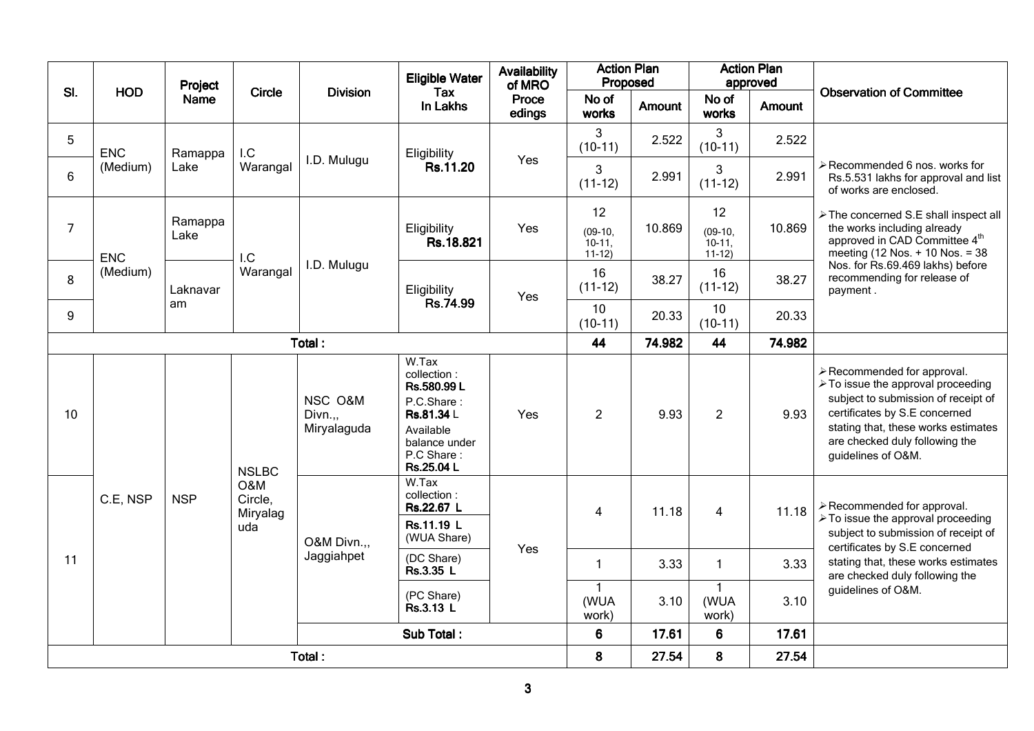| Sl. | HOD | Project Name | Circle | Division | Eligible Water Tax In Lakhs | Availability of MRO Proceedings | Action Plan Proposed | | Action Plan approved | | Observation of Committee |
|---|---|---|---|---|---|---|---|---|---|---|---|
| | | | | | | | No of works | Amount | No of works | Amount | |
| 5 | ENC (Medium) | Ramappa Lake | I.C Warangal | I.D. Mulugu | Eligibility **Rs.11.20** | Yes | 3 (10-11) | 2.522 | 3 (10-11) | 2.522 | ➢ Recommended 6 nos. works for Rs.5.531 lakhs for approval and list of works are enclosed. |
| 6 | | | | | | | 3 (11-12) | 2.991 | 3 (11-12) | 2.991 | |
| 7 | ENC (Medium) | Ramappa Lake | I.C Warangal | I.D. Mulugu | Eligibility **Rs.18.821** | Yes | 12 (09-10, 10-11, 11-12) | 10.869 | 12 (09-10, 10-11, 11-12) | 10.869 | ➢ The concerned S.E shall inspect all the works including already approved in CAD Committee 4th meeting (12 Nos. + 10 Nos. = 38 Nos. for Rs.69.469 lakhs) before recommending for release of payment . |
| 8 | | Laknavaram | | | Eligibility **Rs.74.99** | Yes | 16 (11-12) | 38.27 | 16 (11-12) | 38.27 | |
| 9 | | | | | | | 10 (10-11) | 20.33 | 10 (10-11) | 20.33 | |
| **Total :** | | | | | | | **44** | **74.982** | **44** | **74.982** | |
| 10 | C.E, NSP | NSP | NSLBC O&M Circle, Miryalaguda | NSC O&M Divn.,, Miryalaguda | W.Tax collection : **Rs.580.99 L** P.C.Share : **Rs.81.34 L** Available balance under P.C Share : **Rs.25.04 L** | Yes | 2 | 9.93 | 2 | 9.93 | ➢ Recommended for approval. ➢ To issue the approval proceeding subject to submission of receipt of certificates by S.E concerned stating that, these works estimates are checked duly following the guidelines of O&M. |
| 11 | | | | O&M Divn.,, Jaggiahpet | W.Tax collection : **Rs.22.67 L** | Yes | 4 | 11.18 | 4 | 11.18 | ➢ Recommended for approval. ➢ To issue the approval proceeding subject to submission of receipt of certificates by S.E concerned stating that, these works estimates are checked duly following the guidelines of O&M. |
| | | | | | **Rs.11.19 L** (WUA Share) | | | | | | |
| | | | | | (DC Share) **Rs.3.35 L** | | 1 | 3.33 | 1 | 3.33 | |
| | | | | | (PC Share) **Rs.3.13 L** | | 1 (WUA work) | 3.10 | 1 (WUA work) | 3.10 | |
| | | | | **Sub Total :** | | | **6** | **17.61** | **6** | **17.61** | |
| **Total :** | | | | | | | **8** | **27.54** | **8** | **27.54** | |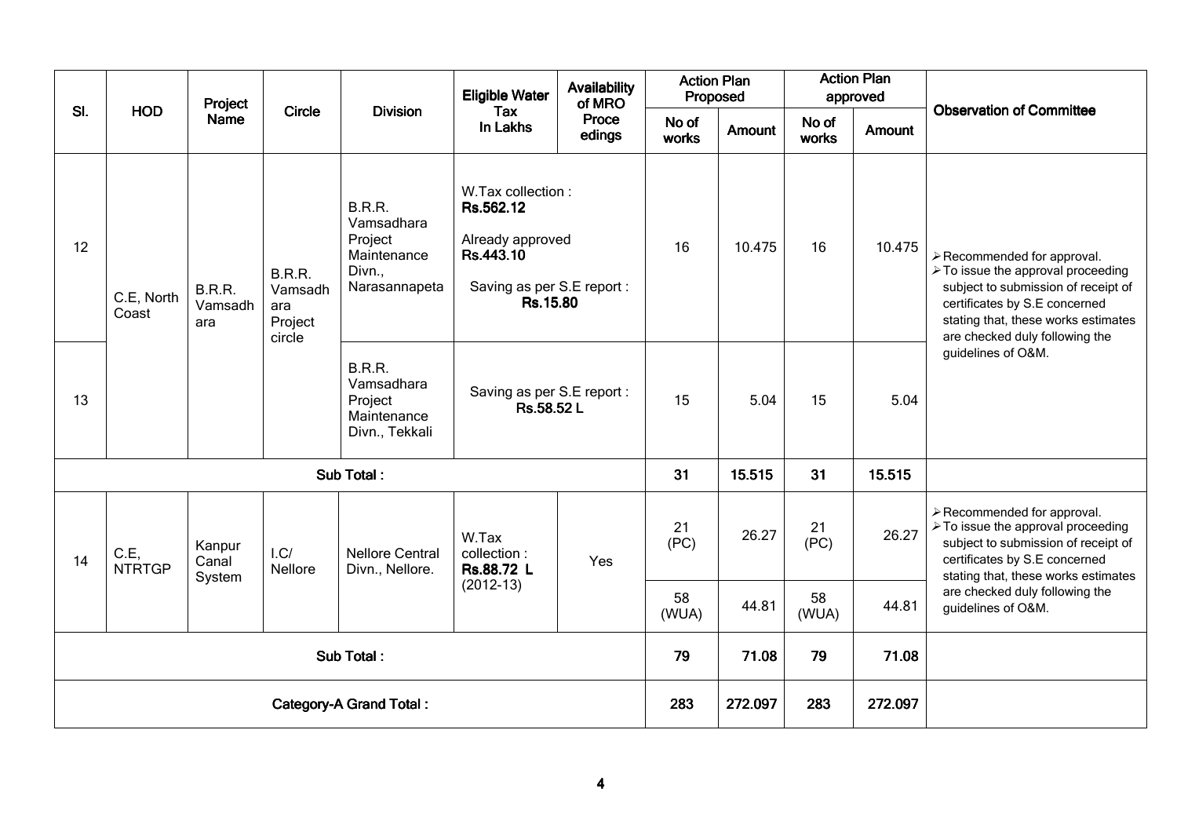| Sl. | HOD | Project Name | Circle | Division | Eligible Water Tax In Lakhs | Availability of MRO Proce edings | Action Plan Proposed | | Action Plan approved | | Observation of Committee |
|---|---|---|---|---|---|---|---|---|---|---|---|
| | | | | | | | No of works | Amount | No of works | Amount | |
| 12 | C.E, North Coast | B.R.R. Vamsadh ara | B.R.R. Vamsadh ara Project circle | B.R.R. Vamsadhara Project Maintenance Divn., Narasannapeta | W.Tax collection : **Rs.562.12** Already approved **Rs.443.10** Saving as per S.E report : **Rs.15.80** | | 16 | 10.475 | 16 | 10.475 | ➢ Recommended for approval. ➢ To issue the approval proceeding subject to submission of receipt of certificates by S.E concerned stating that, these works estimates are checked duly following the guidelines of O&M. |
| 13 | | | | B.R.R. Vamsadhara Project Maintenance Divn., Tekkali | Saving as per S.E report : **Rs.58.52 L** | | 15 | 5.04 | 15 | 5.04 | |
| **Sub Total :** | | | | | | | **31** | **15.515** | **31** | **15.515** | |
| 14 | C.E, NTRTGP | Kanpur Canal System | I.C/ Nellore | Nellore Central Divn., Nellore. | W.Tax collection : **Rs.88.72 L** (2012-13) | Yes | 21 (PC) | 26.27 | 21 (PC) | 26.27 | ➢ Recommended for approval. ➢ To issue the approval proceeding subject to submission of receipt of certificates by S.E concerned stating that, these works estimates are checked duly following the guidelines of O&M. |
| | | | | | | | 58 (WUA) | 44.81 | 58 (WUA) | 44.81 | |
| **Sub Total :** | | | | | | | **79** | **71.08** | **79** | **71.08** | |
| **Category-A Grand Total :** | | | | | | | **283** | **272.097** | **283** | **272.097** | |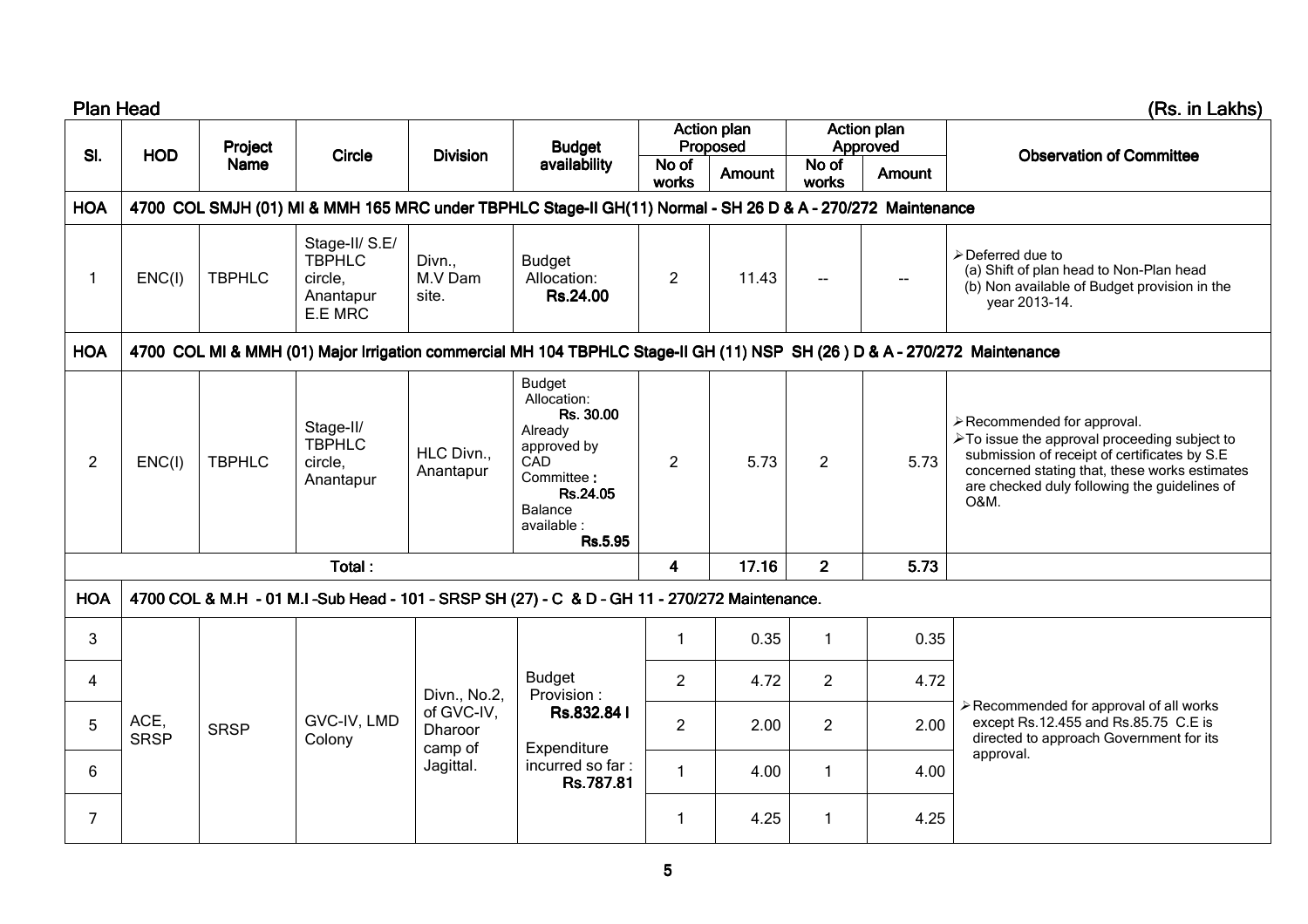Plan Head (Rs. in Lakhs)

| Sl. | HOD | Project Name | Circle | Division | Budget availability | Action plan Proposed | | Action plan Approved | | Observation of Committee |
|---|---|---|---|---|---|---|---|---|---|---|
| | | | | | | No of works | Amount | No of works | Amount | |
| HOA | 4700 COL SMJH (01) MI & MMH 165 MRC under TBPHLC Stage-II GH(11) Normal - SH 26 D & A - 270/272 Maintenance | | | | | | | | | |
| 1 | ENC(I) | TBPHLC | Stage-II/ S.E/ TBPHLC circle, Anantapur E.E MRC | Divn., M.V Dam site. | Budget Allocation: **Rs.24.00** | 2 | 11.43 | -- | -- | ➢ Deferred due to (a) Shift of plan head to Non-Plan head (b) Non available of Budget provision in the year 2013-14. |
| HOA | 4700 COL MI & MMH (01) Major Irrigation commercial MH 104 TBPHLC Stage-II GH (11) NSP SH (26 ) D & A - 270/272 Maintenance | | | | | | | | | |
| 2 | ENC(I) | TBPHLC | Stage-II/ TBPHLC circle, Anantapur | HLC Divn., Anantapur | Budget Allocation: **Rs. 30.00** Already approved by CAD Committee **: Rs.24.05** Balance available : **Rs.5.95** | 2 | 5.73 | 2 | 5.73 | ➢ Recommended for approval. ➢ To issue the approval proceeding subject to submission of receipt of certificates by S.E concerned stating that, these works estimates are checked duly following the guidelines of O&M. |
| | | | Total : | | | **4** | **17.16** | **2** | **5.73** | |
| HOA | 4700 COL & M.H - 01 M.I –Sub Head - 101 – SRSP SH (27) - C & D – GH 11 - 270/272 Maintenance. | | | | | | | | | |
| 3 | ACE, SRSP | SRSP | GVC-IV, LMD Colony | Divn., No.2, of GVC-IV, Dharoor camp of Jagittal. | Budget Provision : **Rs.832.84 l** Expenditure incurred so far : **Rs.787.81** | 1 | 0.35 | 1 | 0.35 | ➢ Recommended for approval of all works except Rs.12.455 and Rs.85.75 C.E is directed to approach Government for its approval. |
| 4 | | | | | | 2 | 4.72 | 2 | 4.72 | |
| 5 | | | | | | 2 | 2.00 | 2 | 2.00 | |
| 6 | | | | | | 1 | 4.00 | 1 | 4.00 | |
| 7 | | | | | | 1 | 4.25 | 1 | 4.25 | |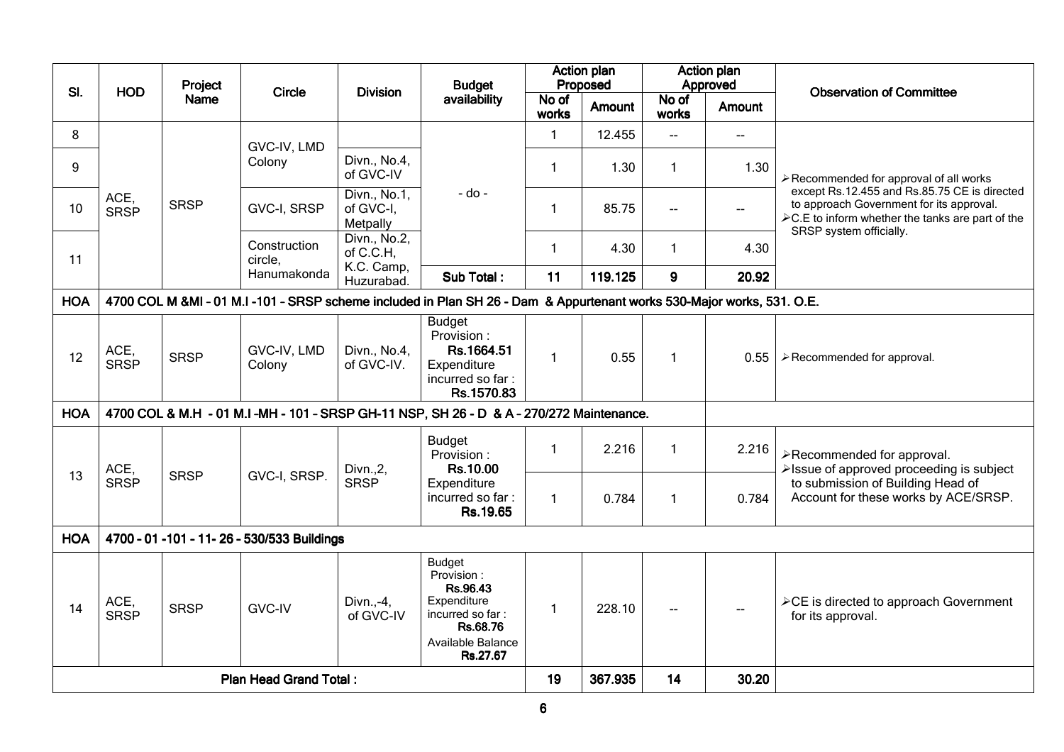| Sl. | HOD | Project Name | Circle | Division | Budget availability | Action plan Proposed | | Action plan Approved | | Observation of Committee |
|---|---|---|---|---|---|---|---|---|---|---|
| | | | | | | No of works | Amount | No of works | Amount | |
| 8 | ACE, SRSP | SRSP | GVC-IV, LMD Colony | | - do - | 1 | 12.455 | -- | -- | ➢ Recommended for approval of all works except Rs.12.455 and Rs.85.75 CE is directed to approach Government for its approval. ➢ C.E to inform whether the tanks are part of the SRSP system officially. |
| 9 | | | | Divn., No.4, of GVC-IV | | 1 | 1.30 | 1 | 1.30 | |
| 10 | | | GVC-I, SRSP | Divn., No.1, of GVC-I, Metpally | | 1 | 85.75 | -- | -- | |
| 11 | | | Construction circle, Hanumakonda | Divn., No.2, of C.C.H, K.C. Camp, Huzurabad. | | 1 | 4.30 | 1 | 4.30 | |
| | | | | | **Sub Total :** | **11** | **119.125** | **9** | **20.92** | |
| **HOA** | **4700 COL M &MI - 01 M.I -101 – SRSP scheme included in Plan SH 26 - Dam & Appurtenant works 530-Major works, 531. O.E.** | | | | | | | | | |
| 12 | ACE, SRSP | SRSP | GVC-IV, LMD Colony | Divn., No.4, of GVC-IV. | Budget Provision : **Rs.1664.51** Expenditure incurred so far : **Rs.1570.83** | 1 | 0.55 | 1 | 0.55 | ➢ Recommended for approval. |
| **HOA** | **4700 COL & M.H - 01 M.I -MH - 101 - SRSP GH-11 NSP, SH 26 - D & A – 270/272 Maintenance.** | | | | | | | | | |
| 13 | ACE, SRSP | SRSP | GVC-I, SRSP. | Divn.,2, SRSP | Budget Provision : **Rs.10.00** Expenditure incurred so far : **Rs.19.65** | 1 | 2.216 | 1 | 2.216 | ➢ Recommended for approval. ➢ Issue of approved proceeding is subject to submission of Building Head of Account for these works by ACE/SRSP. |
| | | | | | | 1 | 0.784 | 1 | 0.784 | |
| **HOA** | **4700 – 01 -101 – 11- 26 – 530/533 Buildings** | | | | | | | | | |
| 14 | ACE, SRSP | SRSP | GVC-IV | Divn.,-4, of GVC-IV | Budget Provision : **Rs.96.43** Expenditure incurred so far : **Rs.68.76** Available Balance **Rs.27.67** | 1 | 228.10 | -- | -- | ➢ CE is directed to approach Government for its approval. |
| **Plan Head Grand Total :** | | | | | | **19** | **367.935** | **14** | **30.20** | |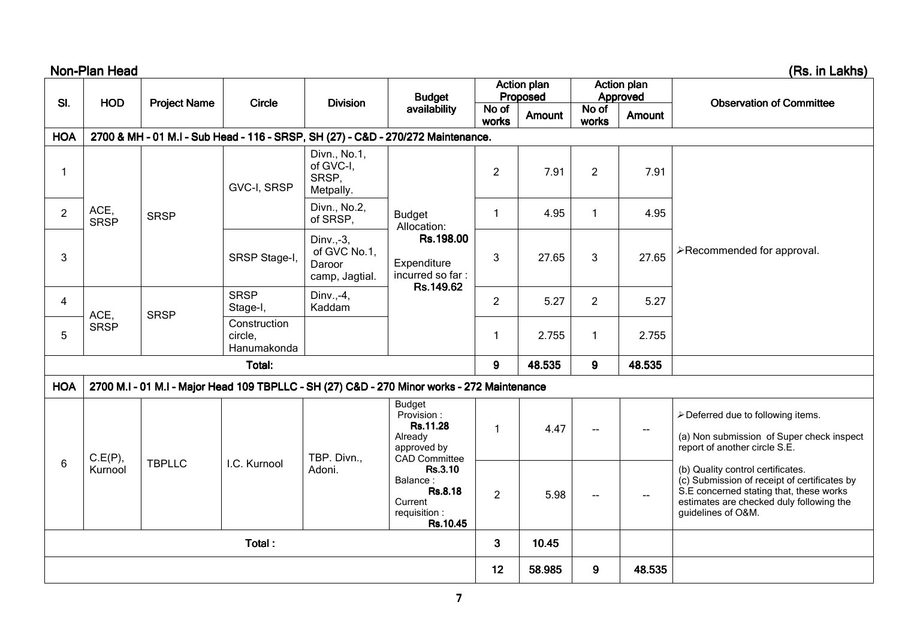## Non-Plan Head

(Rs. in Lakhs)

| Sl. | HOD | Project Name | Circle | Division | Budget availability | Action plan Proposed | | Action plan Approved | | Observation of Committee |
|---|---|---|---|---|---|---|---|---|---|---|
| | | | | | | No of works | Amount | No of works | Amount | |
| **HOA** | **2700 & MH - 01 M.I - Sub Head - 116 - SRSP, SH (27) - C&D - 270/272 Maintenance.** | | | | | | | | | |
| 1 | ACE, SRSP | SRSP | GVC-I, SRSP | Divn., No.1, of GVC-I, SRSP, Metpally. | Budget Allocation: **Rs.198.00** Expenditure incurred so far : **Rs.149.62** | 2 | 7.91 | 2 | 7.91 | ➢Recommended for approval. |
| 2 | | | | Divn., No.2, of SRSP, | | 1 | 4.95 | 1 | 4.95 | |
| 3 | | | SRSP Stage-I, | Dinv.,-3, of GVC No.1, Daroor camp, Jagtial. | | 3 | 27.65 | 3 | 27.65 | |
| 4 | ACE, SRSP | SRSP | SRSP Stage-I, | Dinv.,-4, Kaddam | | 2 | 5.27 | 2 | 5.27 | |
| 5 | | | Construction circle, Hanumakonda | | | 1 | 2.755 | 1 | 2.755 | |
| | | | **Total:** | | | **9** | **48.535** | **9** | **48.535** | |
| **HOA** | **2700 M.I - 01 M.I - Major Head 109 TBPLLC - SH (27) C&D - 270 Minor works - 272 Maintenance** | | | | | | | | | |
| 6 | C.E(P), Kurnool | TBPLLC | I.C. Kurnool | TBP. Divn., Adoni. | Budget Provision : **Rs.11.28** Already approved by CAD Committee **Rs.3.10** Balance : **Rs.8.18** Current requisition : **Rs.10.45** | 1 | 4.47 | -- | -- | ➢Deferred due to following items. (a) Non submission of Super check inspect report of another circle S.E. |
| | | | | | | 2 | 5.98 | -- | -- | (b) Quality control certificates. (c) Submission of receipt of certificates by S.E concerned stating that, these works estimates are checked duly following the guidelines of O&M. |
| | | | **Total :** | | | **3** | **10.45** | | | |
| | | | | | | **12** | **58.985** | **9** | **48.535** | |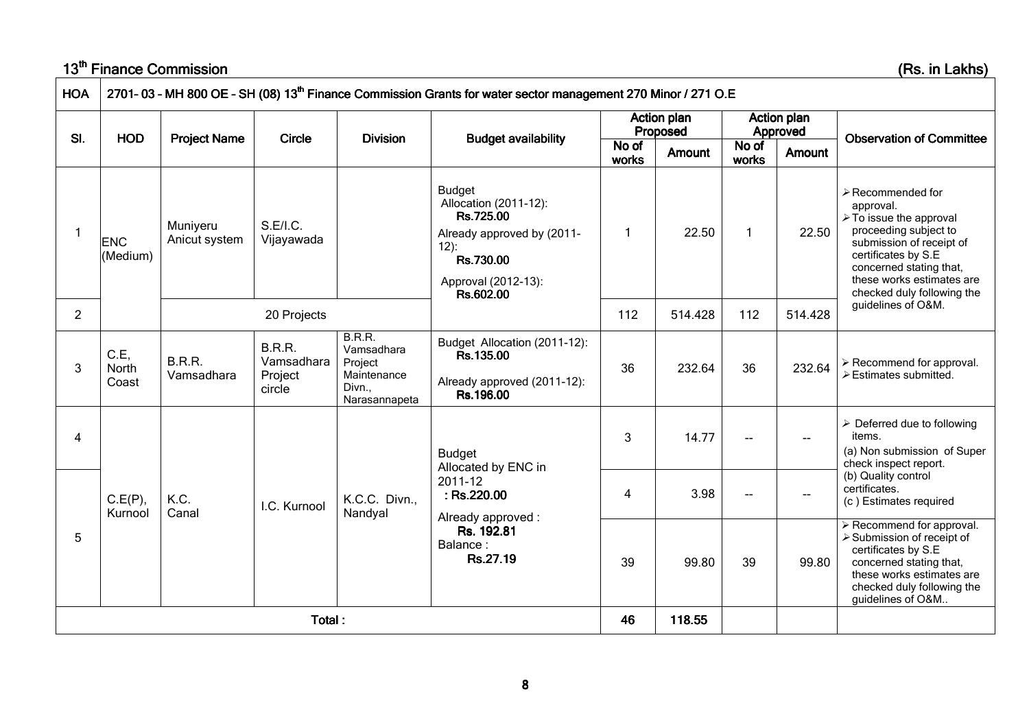## 13th Finance Commission

(Rs. in Lakhs)

| HOA | 2701- 03 - MH 800 OE - SH (08) 13th Finance Commission Grants for water sector management 270 Minor / 271 O.E | | | | | | | | | |
|---|---|---|---|---|---|---|---|---|---|---|
| Sl. | HOD | Project Name | Circle | Division | Budget availability | Action plan Proposed | | Action plan Approved | | Observation of Committee |
| | | | | | | No of works | Amount | No of works | Amount | |
| 1 | ENC (Medium) | Muniyeru Anicut system | S.E/I.C. Vijayawada | | Budget Allocation (2011-12): **Rs.725.00** Already approved by (2011-12): **Rs.730.00** Approval (2012-13): **Rs.602.00** | 1 | 22.50 | 1 | 22.50 | ➢ Recommended for approval. ➢ To issue the approval proceeding subject to submission of receipt of certificates by S.E concerned stating that, these works estimates are checked duly following the guidelines of O&M. |
| 2 | | 20 Projects | | | | 112 | 514.428 | 112 | 514.428 | |
| 3 | C.E, North Coast | B.R.R. Vamsadhara | B.R.R. Vamsadhara Project circle | B.R.R. Vamsadhara Project Maintenance Divn., Narasannapeta | Budget Allocation (2011-12): **Rs.135.00** Already approved (2011-12): **Rs.196.00** | 36 | 232.64 | 36 | 232.64 | ➢ Recommend for approval. ➢ Estimates submitted. |
| 4 | C.E(P), Kurnool | K.C. Canal | I.C. Kurnool | K.C.C. Divn., Nandyal | Budget Allocated by ENC in 2011-12 **: Rs.220.00** Already approved : **Rs. 192.81** Balance : **Rs.27.19** | 3 | 14.77 | -- | -- | ➢ Deferred due to following items. (a) Non submission of Super check inspect report. (b) Quality control certificates. (c ) Estimates required |
| | | | | | | 4 | 3.98 | -- | -- | |
| 5 | | | | | | 39 | 99.80 | 39 | 99.80 | ➢ Recommend for approval. ➢ Submission of receipt of certificates by S.E concerned stating that, these works estimates are checked duly following the guidelines of O&M.. |
| Total : | | | | | | 46 | 118.55 | | | |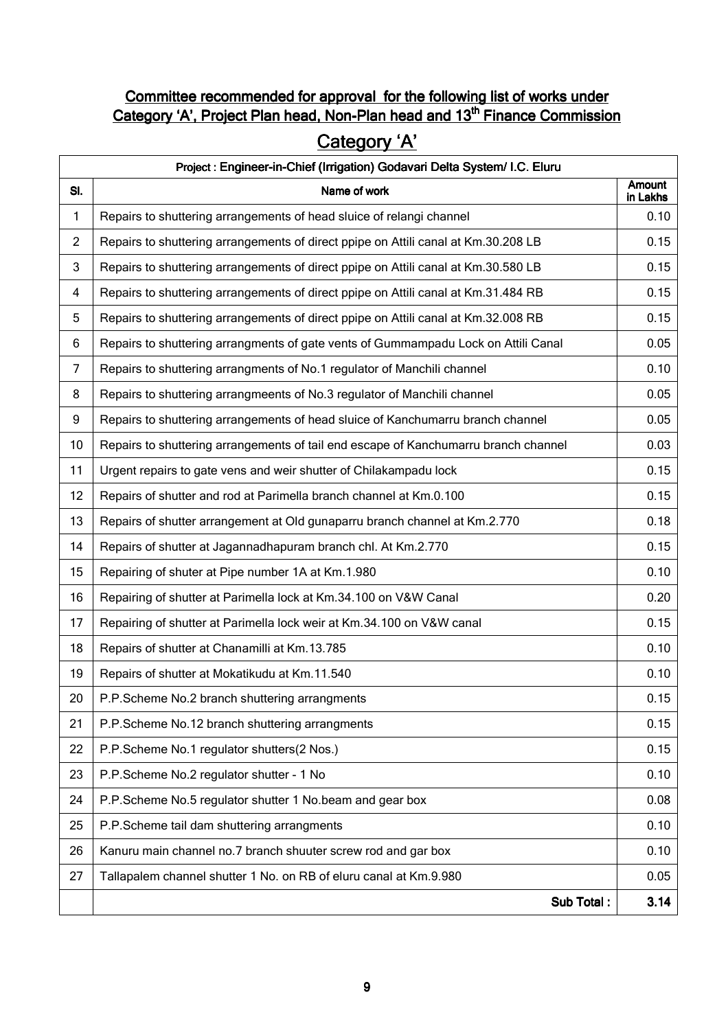**Committee recommended for approval for the following list of works under Category 'A', Project Plan head, Non-Plan head and 13th Finance Commission**

## Category 'A'

| Project : Engineer-in-Chief (Irrigation) Godavari Delta System/ I.C. Eluru | | |
|---|---|---|
| Sl. | Name of work | Amount in Lakhs |
| 1 | Repairs to shuttering arrangements of head sluice of relangi channel | 0.10 |
| 2 | Repairs to shuttering arrangements of direct ppipe on Attili canal at Km.30.208 LB | 0.15 |
| 3 | Repairs to shuttering arrangements of direct ppipe on Attili canal at Km.30.580 LB | 0.15 |
| 4 | Repairs to shuttering arrangements of direct ppipe on Attili canal at Km.31.484 RB | 0.15 |
| 5 | Repairs to shuttering arrangements of direct ppipe on Attili canal at Km.32.008 RB | 0.15 |
| 6 | Repairs to shuttering arrangments of gate vents of Gummampadu Lock on Attili Canal | 0.05 |
| 7 | Repairs to shuttering arrangments of No.1 regulator of Manchili channel | 0.10 |
| 8 | Repairs to shuttering arrangmeents of No.3 regulator of Manchili channel | 0.05 |
| 9 | Repairs to shuttering arrangements of head sluice of Kanchumarru branch channel | 0.05 |
| 10 | Repairs to shuttering arrangements of tail end escape of Kanchumarru branch channel | 0.03 |
| 11 | Urgent repairs to gate vens and weir shutter of Chilakampadu lock | 0.15 |
| 12 | Repairs of shutter and rod at Parimella branch channel at Km.0.100 | 0.15 |
| 13 | Repairs of shutter arrangement at Old gunaparru branch channel at Km.2.770 | 0.18 |
| 14 | Repairs of shutter at Jagannadhapuram branch chl. At Km.2.770 | 0.15 |
| 15 | Repairing of shuter at Pipe number 1A at Km.1.980 | 0.10 |
| 16 | Repairing of shutter at Parimella lock at Km.34.100 on V&W Canal | 0.20 |
| 17 | Repairing of shutter at Parimella lock weir at Km.34.100 on V&W canal | 0.15 |
| 18 | Repairs of shutter at Chanamilli at Km.13.785 | 0.10 |
| 19 | Repairs of shutter at Mokatikudu at Km.11.540 | 0.10 |
| 20 | P.P.Scheme No.2 branch shuttering arrangments | 0.15 |
| 21 | P.P.Scheme No.12 branch shuttering arrangments | 0.15 |
| 22 | P.P.Scheme No.1 regulator shutters(2 Nos.) | 0.15 |
| 23 | P.P.Scheme No.2 regulator shutter - 1 No | 0.10 |
| 24 | P.P.Scheme No.5 regulator shutter 1 No.beam and gear box | 0.08 |
| 25 | P.P.Scheme tail dam shuttering arrangments | 0.10 |
| 26 | Kanuru main channel no.7 branch shuuter screw rod and gar box | 0.10 |
| 27 | Tallapalem channel shutter 1 No. on RB of eluru canal at Km.9.980 | 0.05 |
| | **Sub Total :** | **3.14** |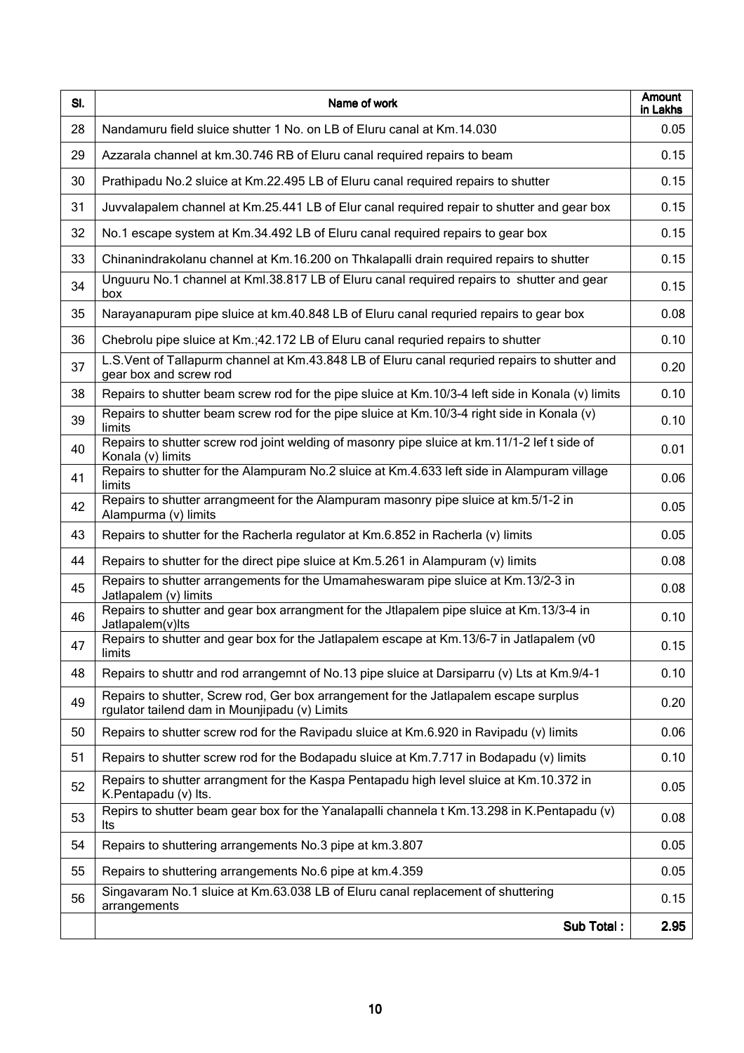| Sl. | Name of work | Amount in Lakhs |
|---|---|---|
| 28 | Nandamuru field sluice shutter 1 No. on LB of Eluru canal at Km.14.030 | 0.05 |
| 29 | Azzarala channel at km.30.746 RB of Eluru canal required repairs to beam | 0.15 |
| 30 | Prathipadu No.2 sluice at Km.22.495 LB of Eluru canal required repairs to shutter | 0.15 |
| 31 | Juvvalapalem channel at Km.25.441 LB of Elur canal required repair to shutter and gear box | 0.15 |
| 32 | No.1 escape system at Km.34.492 LB of Eluru canal required repairs to gear box | 0.15 |
| 33 | Chinanindrakolanu channel at Km.16.200 on Thkalapalli drain required repairs to shutter | 0.15 |
| 34 | Unguuru No.1 channel at Kml.38.817 LB of Eluru canal required repairs to shutter and gear box | 0.15 |
| 35 | Narayanapuram pipe sluice at km.40.848 LB of Eluru canal requried repairs to gear box | 0.08 |
| 36 | Chebrolu pipe sluice at Km.;42.172 LB of Eluru canal requried repairs to shutter | 0.10 |
| 37 | L.S.Vent of Tallapurm channel at Km.43.848 LB of Eluru canal requried repairs to shutter and gear box and screw rod | 0.20 |
| 38 | Repairs to shutter beam screw rod for the pipe sluice at Km.10/3-4 left side in Konala (v) limits | 0.10 |
| 39 | Repairs to shutter beam screw rod for the pipe sluice at Km.10/3-4 right side in Konala (v) limits | 0.10 |
| 40 | Repairs to shutter screw rod joint welding of masonry pipe sluice at km.11/1-2 lef t side of Konala (v) limits | 0.01 |
| 41 | Repairs to shutter for the Alampuram No.2 sluice at Km.4.633 left side in Alampuram village limits | 0.06 |
| 42 | Repairs to shutter arrangmeent for the Alampuram masonry pipe sluice at km.5/1-2 in Alampurma (v) limits | 0.05 |
| 43 | Repairs to shutter for the Racherla regulator at Km.6.852 in Racherla (v) limits | 0.05 |
| 44 | Repairs to shutter for the direct pipe sluice at Km.5.261 in Alampuram (v) limits | 0.08 |
| 45 | Repairs to shutter arrangements for the Umamaheswaram pipe sluice at Km.13/2-3 in Jatlapalem (v) limits | 0.08 |
| 46 | Repairs to shutter and gear box arrangment for the Jtlapalem pipe sluice at Km.13/3-4 in Jatlapalem(v)lts | 0.10 |
| 47 | Repairs to shutter and gear box for the Jatlapalem escape at Km.13/6-7 in Jatlapalem (v0 limits | 0.15 |
| 48 | Repairs to shuttr and rod arrangemnt of No.13 pipe sluice at Darsiparru (v) Lts at Km.9/4-1 | 0.10 |
| 49 | Repairs to shutter, Screw rod, Ger box arrangement for the Jatlapalem escape surplus rgulator tailend dam in Mounjipadu (v) Limits | 0.20 |
| 50 | Repairs to shutter screw rod for the Ravipadu sluice at Km.6.920 in Ravipadu (v) limits | 0.06 |
| 51 | Repairs to shutter screw rod for the Bodapadu sluice at Km.7.717 in Bodapadu (v) limits | 0.10 |
| 52 | Repairs to shutter arrangment for the Kaspa Pentapadu high level sluice at Km.10.372 in K.Pentapadu (v) lts. | 0.05 |
| 53 | Repirs to shutter beam gear box for the Yanalapalli channela t Km.13.298 in K.Pentapadu (v) lts | 0.08 |
| 54 | Repairs to shuttering arrangements No.3 pipe at km.3.807 | 0.05 |
| 55 | Repairs to shuttering arrangements No.6 pipe at km.4.359 | 0.05 |
| 56 | Singavaram No.1 sluice at Km.63.038 LB of Eluru canal replacement of shuttering arrangements | 0.15 |
| | **Sub Total :** | **2.95** |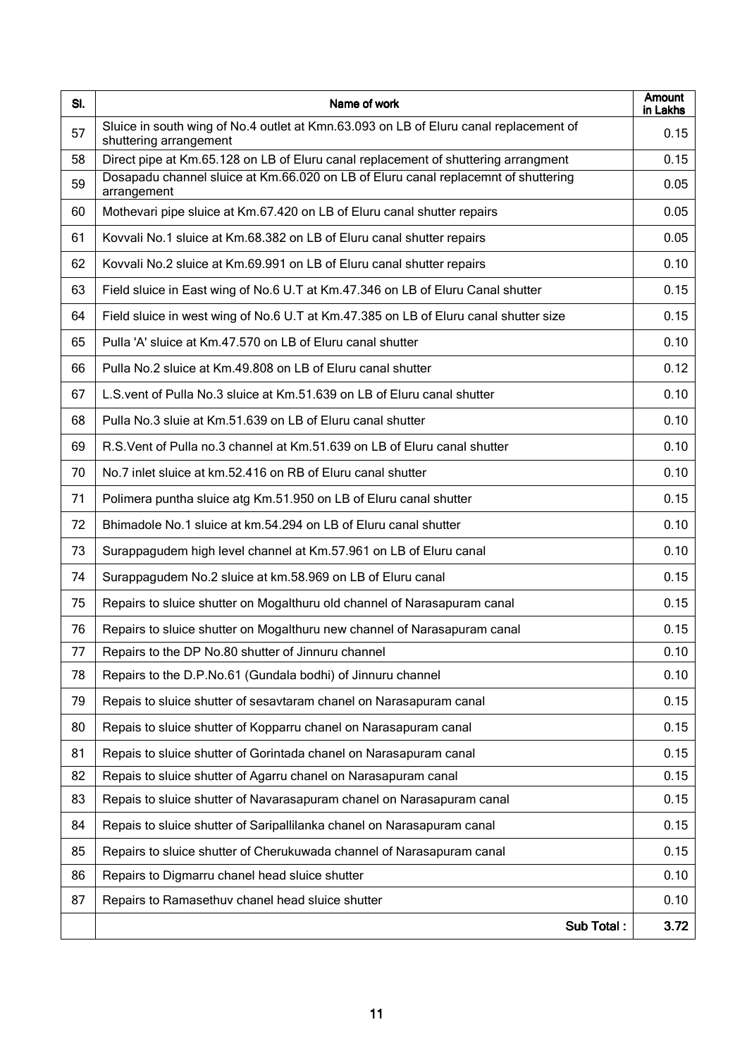| Sl. | Name of work | Amount in Lakhs |
|---|---|---|
| 57 | Sluice in south wing of No.4 outlet at Kmn.63.093 on LB of Eluru canal replacement of shuttering arrangement | 0.15 |
| 58 | Direct pipe at Km.65.128 on LB of Eluru canal replacement of shuttering arrangment | 0.15 |
| 59 | Dosapadu channel sluice at Km.66.020 on LB of Eluru canal replacemnt of shuttering arrangement | 0.05 |
| 60 | Mothevari pipe sluice at Km.67.420 on LB of Eluru canal shutter repairs | 0.05 |
| 61 | Kovvali No.1 sluice at Km.68.382 on LB of Eluru canal shutter repairs | 0.05 |
| 62 | Kovvali No.2 sluice at Km.69.991 on LB of Eluru canal shutter repairs | 0.10 |
| 63 | Field sluice in East wing of No.6 U.T at Km.47.346 on LB of Eluru Canal shutter | 0.15 |
| 64 | Field sluice in west wing of No.6 U.T at Km.47.385 on LB of Eluru canal shutter size | 0.15 |
| 65 | Pulla 'A' sluice at Km.47.570 on LB of Eluru canal shutter | 0.10 |
| 66 | Pulla No.2 sluice at Km.49.808 on LB of Eluru canal shutter | 0.12 |
| 67 | L.S.vent of Pulla No.3 sluice at Km.51.639 on LB of Eluru canal shutter | 0.10 |
| 68 | Pulla No.3 sluie at Km.51.639 on LB of Eluru canal shutter | 0.10 |
| 69 | R.S.Vent of Pulla no.3 channel at Km.51.639 on LB of Eluru canal shutter | 0.10 |
| 70 | No.7 inlet sluice at km.52.416 on RB of Eluru canal shutter | 0.10 |
| 71 | Polimera puntha sluice atg Km.51.950 on LB of Eluru canal shutter | 0.15 |
| 72 | Bhimadole No.1 sluice at km.54.294 on LB of Eluru canal shutter | 0.10 |
| 73 | Surappagudem high level channel at Km.57.961 on LB of Eluru canal | 0.10 |
| 74 | Surappagudem No.2 sluice at km.58.969 on LB of Eluru canal | 0.15 |
| 75 | Repairs to sluice shutter on Mogalthuru old channel of Narasapuram canal | 0.15 |
| 76 | Repairs to sluice shutter on Mogalthuru new channel of Narasapuram canal | 0.15 |
| 77 | Repairs to the DP No.80 shutter of Jinnuru channel | 0.10 |
| 78 | Repairs to the D.P.No.61 (Gundala bodhi) of Jinnuru channel | 0.10 |
| 79 | Repais to sluice shutter of sesavtaram chanel on Narasapuram canal | 0.15 |
| 80 | Repais to sluice shutter of Kopparru chanel on Narasapuram canal | 0.15 |
| 81 | Repais to sluice shutter of Gorintada chanel on Narasapuram canal | 0.15 |
| 82 | Repais to sluice shutter of Agarru chanel on Narasapuram canal | 0.15 |
| 83 | Repais to sluice shutter of Navarasapuram chanel on Narasapuram canal | 0.15 |
| 84 | Repais to sluice shutter of Saripallilanka chanel on Narasapuram canal | 0.15 |
| 85 | Repairs to sluice shutter of Cherukuwada channel of Narasapuram canal | 0.15 |
| 86 | Repairs to Digmarru chanel head sluice shutter | 0.10 |
| 87 | Repairs to Ramasethuv chanel head sluice shutter | 0.10 |
| | **Sub Total :** | **3.72** |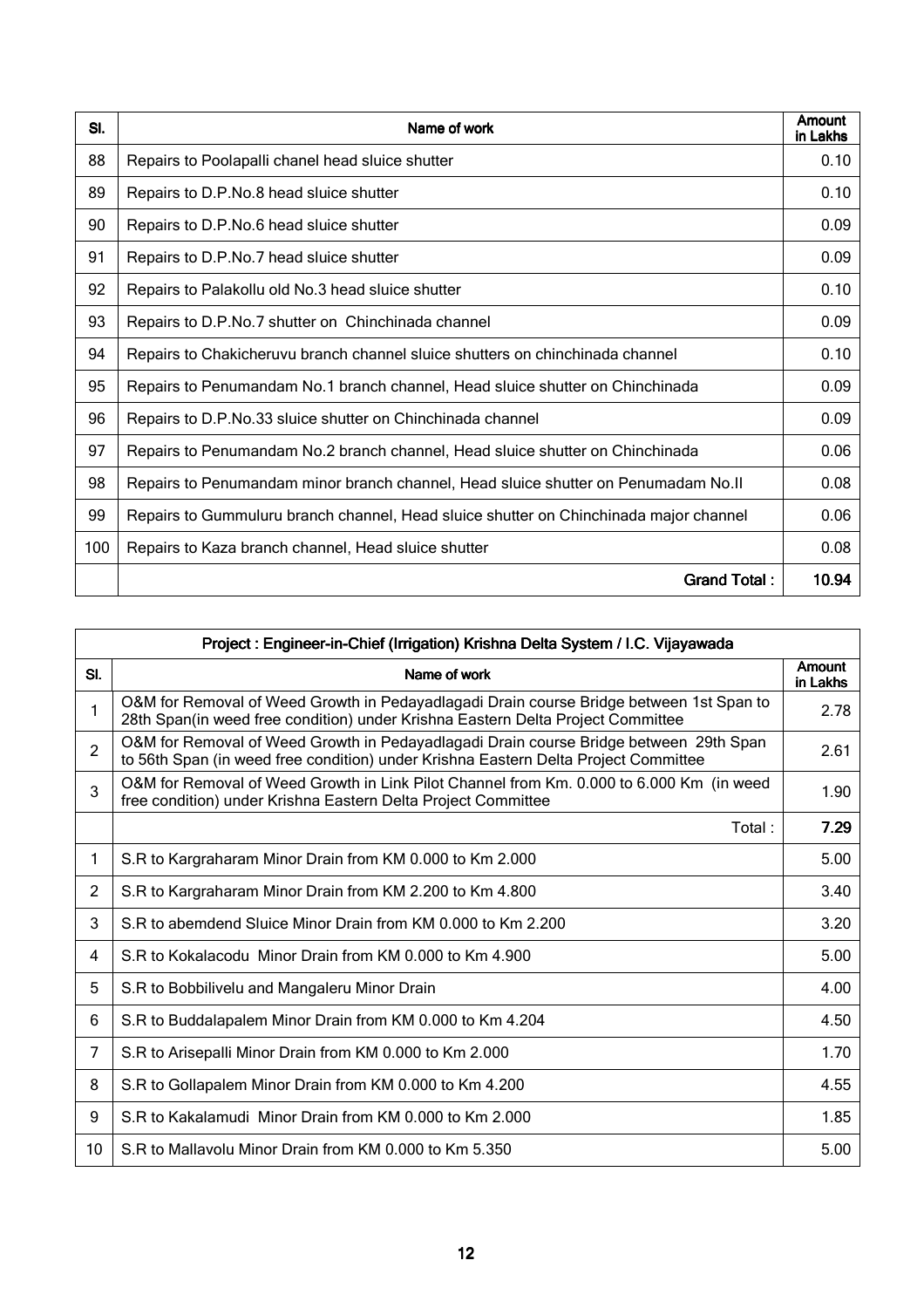| Sl. | Name of work | Amount in Lakhs |
|---|---|---|
| 88 | Repairs to Poolapalli chanel head sluice shutter | 0.10 |
| 89 | Repairs to D.P.No.8 head sluice shutter | 0.10 |
| 90 | Repairs to D.P.No.6 head sluice shutter | 0.09 |
| 91 | Repairs to D.P.No.7 head sluice shutter | 0.09 |
| 92 | Repairs to Palakollu old No.3 head sluice shutter | 0.10 |
| 93 | Repairs to D.P.No.7 shutter on Chinchinada channel | 0.09 |
| 94 | Repairs to Chakicheruvu branch channel sluice shutters on chinchinada channel | 0.10 |
| 95 | Repairs to Penumandam No.1 branch channel, Head sluice shutter on Chinchinada | 0.09 |
| 96 | Repairs to D.P.No.33 sluice shutter on Chinchinada channel | 0.09 |
| 97 | Repairs to Penumandam No.2 branch channel, Head sluice shutter on Chinchinada | 0.06 |
| 98 | Repairs to Penumandam minor branch channel, Head sluice shutter on Penumadam No.II | 0.08 |
| 99 | Repairs to Gummuluru branch channel, Head sluice shutter on Chinchinada major channel | 0.06 |
| 100 | Repairs to Kaza branch channel, Head sluice shutter | 0.08 |
| | **Grand Total :** | **10.94** |

| Project : Engineer-in-Chief (Irrigation) Krishna Delta System / I.C. Vijayawada | | |
|---|---|---|
| Sl. | Name of work | Amount in Lakhs |
| 1 | O&M for Removal of Weed Growth in Pedayadlagadi Drain course Bridge between 1st Span to 28th Span(in weed free condition) under Krishna Eastern Delta Project Committee | 2.78 |
| 2 | O&M for Removal of Weed Growth in Pedayadlagadi Drain course Bridge between 29th Span to 56th Span (in weed free condition) under Krishna Eastern Delta Project Committee | 2.61 |
| 3 | O&M for Removal of Weed Growth in Link Pilot Channel from Km. 0.000 to 6.000 Km (in weed free condition) under Krishna Eastern Delta Project Committee | 1.90 |
| | Total : | **7.29** |
| 1 | S.R to Kargraharam Minor Drain from KM 0.000 to Km 2.000 | 5.00 |
| 2 | S.R to Kargraharam Minor Drain from KM 2.200 to Km 4.800 | 3.40 |
| 3 | S.R to abemdend Sluice Minor Drain from KM 0.000 to Km 2.200 | 3.20 |
| 4 | S.R to Kokalacodu Minor Drain from KM 0.000 to Km 4.900 | 5.00 |
| 5 | S.R to Bobbilivelu and Mangaleru Minor Drain | 4.00 |
| 6 | S.R to Buddalapalem Minor Drain from KM 0.000 to Km 4.204 | 4.50 |
| 7 | S.R to Arisepalli Minor Drain from KM 0.000 to Km 2.000 | 1.70 |
| 8 | S.R to Gollapalem Minor Drain from KM 0.000 to Km 4.200 | 4.55 |
| 9 | S.R to Kakalamudi Minor Drain from KM 0.000 to Km 2.000 | 1.85 |
| 10 | S.R to Mallavolu Minor Drain from KM 0.000 to Km 5.350 | 5.00 |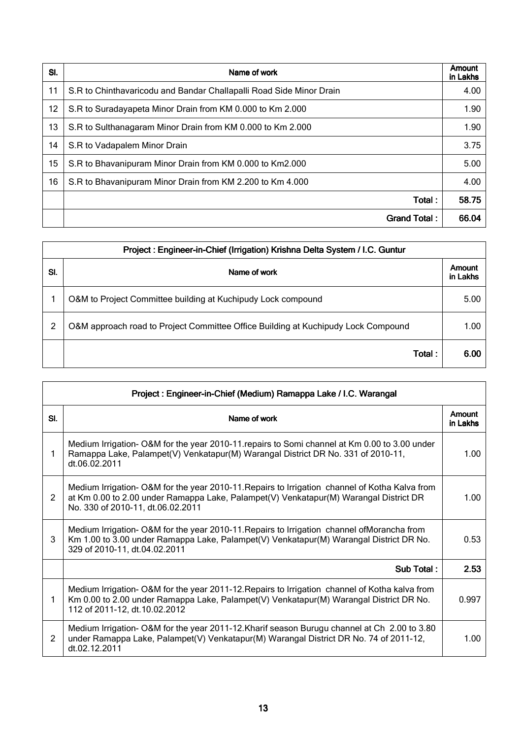| Sl. | Name of work | Amount in Lakhs |
|---|---|---|
| 11 | S.R to Chinthavaricodu and Bandar Challapalli Road Side Minor Drain | 4.00 |
| 12 | S.R to Suradayapeta Minor Drain from KM 0.000 to Km 2.000 | 1.90 |
| 13 | S.R to Sulthanagaram Minor Drain from KM 0.000 to Km 2.000 | 1.90 |
| 14 | S.R to Vadapalem Minor Drain | 3.75 |
| 15 | S.R to Bhavanipuram Minor Drain from KM 0.000 to Km2.000 | 5.00 |
| 16 | S.R to Bhavanipuram Minor Drain from KM 2.200 to Km 4.000 | 4.00 |
| | **Total :** | **58.75** |
| | **Grand Total :** | **66.04** |

| Project : Engineer-in-Chief (Irrigation) Krishna Delta System / I.C. Guntur | | |
|---|---|---|
| Sl. | Name of work | Amount in Lakhs |
| 1 | O&M to Project Committee building at Kuchipudy Lock compound | 5.00 |
| 2 | O&M approach road to Project Committee Office Building at Kuchipudy Lock Compound | 1.00 |
| | **Total :** | **6.00** |

| Project : Engineer-in-Chief (Medium) Ramappa Lake / I.C. Warangal | | |
|---|---|---|
| Sl. | Name of work | Amount in Lakhs |
| 1 | Medium Irrigation- O&M for the year 2010-11.repairs to Somi channel at Km 0.00 to 3.00 under Ramappa Lake, Palampet(V) Venkatapur(M) Warangal District DR No. 331 of 2010-11, dt.06.02.2011 | 1.00 |
| 2 | Medium Irrigation- O&M for the year 2010-11.Repairs to Irrigation channel of Kotha Kalva from at Km 0.00 to 2.00 under Ramappa Lake, Palampet(V) Venkatapur(M) Warangal District DR No. 330 of 2010-11, dt.06.02.2011 | 1.00 |
| 3 | Medium Irrigation- O&M for the year 2010-11.Repairs to Irrigation channel ofMorancha from Km 1.00 to 3.00 under Ramappa Lake, Palampet(V) Venkatapur(M) Warangal District DR No. 329 of 2010-11, dt.04.02.2011 | 0.53 |
| | **Sub Total :** | **2.53** |
| 1 | Medium Irrigation- O&M for the year 2011-12.Repairs to Irrigation channel of Kotha kalva from Km 0.00 to 2.00 under Ramappa Lake, Palampet(V) Venkatapur(M) Warangal District DR No. 112 of 2011-12, dt.10.02.2012 | 0.997 |
| 2 | Medium Irrigation- O&M for the year 2011-12.Kharif season Burugu channel at Ch 2.00 to 3.80 under Ramappa Lake, Palampet(V) Venkatapur(M) Warangal District DR No. 74 of 2011-12, dt.02.12.2011 | 1.00 |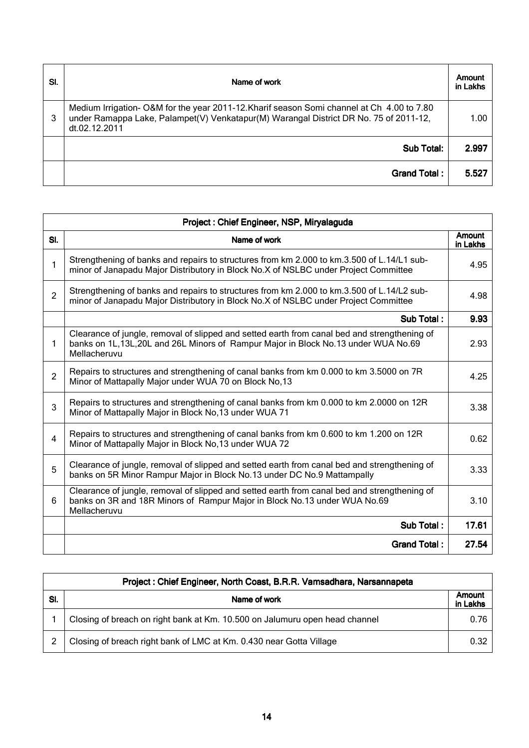| Sl. | Name of work | Amount in Lakhs |
|---|---|---|
| 3 | Medium Irrigation- O&M for the year 2011-12.Kharif season Somi channel at Ch 4.00 to 7.80 under Ramappa Lake, Palampet(V) Venkatapur(M) Warangal District DR No. 75 of 2011-12, dt.02.12.2011 | 1.00 |
| | **Sub Total:** | **2.997** |
| | **Grand Total :** | **5.527** |

| Project : Chief Engineer, NSP, Miryalaguda | | |
|---|---|---|
| **Sl.** | **Name of work** | **Amount in Lakhs** |
| 1 | Strengthening of banks and repairs to structures from km 2.000 to km.3.500 of L.14/L1 sub-minor of Janapadu Major Distributory in Block No.X of NSLBC under Project Committee | 4.95 |
| 2 | Strengthening of banks and repairs to structures from km 2.000 to km.3.500 of L.14/L2 sub-minor of Janapadu Major Distributory in Block No.X of NSLBC under Project Committee | 4.98 |
| | **Sub Total :** | **9.93** |
| 1 | Clearance of jungle, removal of slipped and setted earth from canal bed and strengthening of banks on 1L,13L,20L and 26L Minors of Rampur Major in Block No.13 under WUA No.69 Mellacheruvu | 2.93 |
| 2 | Repairs to structures and strengthening of canal banks from km 0.000 to km 3.5000 on 7R Minor of Mattapally Major under WUA 70 on Block No,13 | 4.25 |
| 3 | Repairs to structures and strengthening of canal banks from km 0.000 to km 2.0000 on 12R Minor of Mattapally Major in Block No,13 under WUA 71 | 3.38 |
| 4 | Repairs to structures and strengthening of canal banks from km 0.600 to km 1.200 on 12R Minor of Mattapally Major in Block No,13 under WUA 72 | 0.62 |
| 5 | Clearance of jungle, removal of slipped and setted earth from canal bed and strengthening of banks on 5R Minor Rampur Major in Block No.13 under DC No.9 Mattampally | 3.33 |
| 6 | Clearance of jungle, removal of slipped and setted earth from canal bed and strengthening of banks on 3R and 18R Minors of Rampur Major in Block No.13 under WUA No.69 Mellacheruvu | 3.10 |
| | **Sub Total :** | **17.61** |
| | **Grand Total :** | **27.54** |

| Project : Chief Engineer, North Coast, B.R.R. Vamsadhara, Narsannapeta | | |
|---|---|---|
| **Sl.** | **Name of work** | **Amount in Lakhs** |
| 1 | Closing of breach on right bank at Km. 10.500 on Jalumuru open head channel | 0.76 |
| 2 | Closing of breach right bank of LMC at Km. 0.430 near Gotta Village | 0.32 |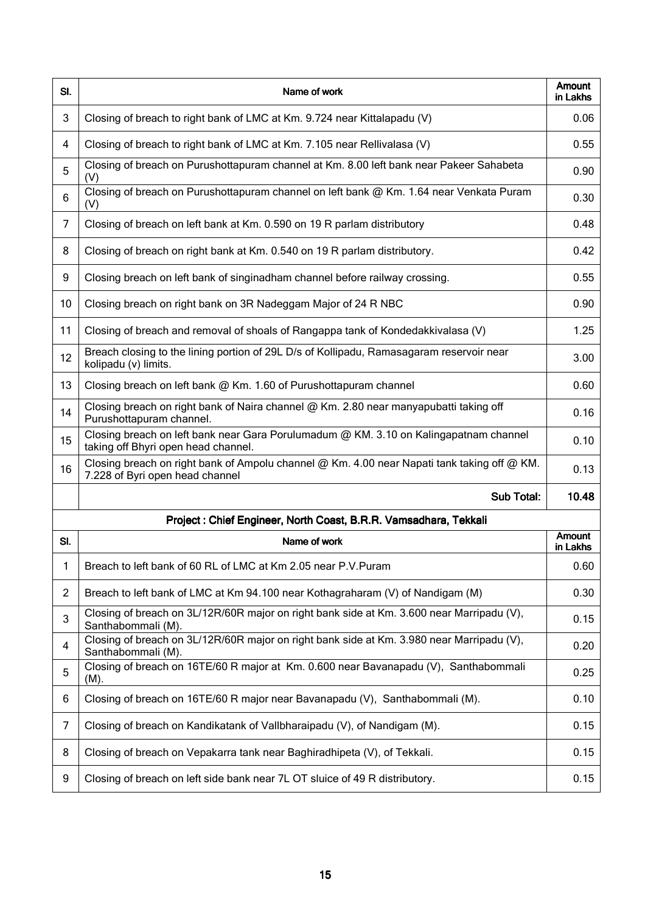| Sl. | Name of work | Amount in Lakhs |
|---|---|---|
| 3 | Closing of breach to right bank of LMC at Km. 9.724 near Kittalapadu (V) | 0.06 |
| 4 | Closing of breach to right bank of LMC at Km. 7.105 near Rellivalasa (V) | 0.55 |
| 5 | Closing of breach on Purushottapuram channel at Km. 8.00 left bank near Pakeer Sahabeta (V) | 0.90 |
| 6 | Closing of breach on Purushottapuram channel on left bank @ Km. 1.64 near Venkata Puram (V) | 0.30 |
| 7 | Closing of breach on left bank at Km. 0.590 on 19 R parlam distributory | 0.48 |
| 8 | Closing of breach on right bank at Km. 0.540 on 19 R parlam distributory. | 0.42 |
| 9 | Closing breach on left bank of singinadham channel before railway crossing. | 0.55 |
| 10 | Closing breach on right bank on 3R Nadeggam Major of 24 R NBC | 0.90 |
| 11 | Closing of breach and removal of shoals of Rangappa tank of Kondedakkivalasa (V) | 1.25 |
| 12 | Breach closing to the lining portion of 29L D/s of Kollipadu, Ramasagaram reservoir near kolipadu (v) limits. | 3.00 |
| 13 | Closing breach on left bank @ Km. 1.60 of Purushottapuram channel | 0.60 |
| 14 | Closing breach on right bank of Naira channel @ Km. 2.80 near manyapubatti taking off Purushottapuram channel. | 0.16 |
| 15 | Closing breach on left bank near Gara Porulumadum @ KM. 3.10 on Kalingapatnam channel taking off Bhyri open head channel. | 0.10 |
| 16 | Closing breach on right bank of Ampolu channel @ Km. 4.00 near Napati tank taking off @ KM. 7.228 of Byri open head channel | 0.13 |
| | **Sub Total:** | **10.48** |

**Project : Chief Engineer, North Coast, B.R.R. Vamsadhara, Tekkali**

| Sl. | Name of work | Amount in Lakhs |
|---|---|---|
| 1 | Breach to left bank of 60 RL of LMC at Km 2.05 near P.V.Puram | 0.60 |
| 2 | Breach to left bank of LMC at Km 94.100 near Kothagraharam (V) of Nandigam (M) | 0.30 |
| 3 | Closing of breach on 3L/12R/60R major on right bank side at Km. 3.600 near Marripadu (V), Santhabommali (M). | 0.15 |
| 4 | Closing of breach on 3L/12R/60R major on right bank side at Km. 3.980 near Marripadu (V), Santhabommali (M). | 0.20 |
| 5 | Closing of breach on 16TE/60 R major at Km. 0.600 near Bavanapadu (V), Santhabommali (M). | 0.25 |
| 6 | Closing of breach on 16TE/60 R major near Bavanapadu (V), Santhabommali (M). | 0.10 |
| 7 | Closing of breach on Kandikatank of Vallbharaipadu (V), of Nandigam (M). | 0.15 |
| 8 | Closing of breach on Vepakarra tank near Baghiradhipeta (V), of Tekkali. | 0.15 |
| 9 | Closing of breach on left side bank near 7L OT sluice of 49 R distributory. | 0.15 |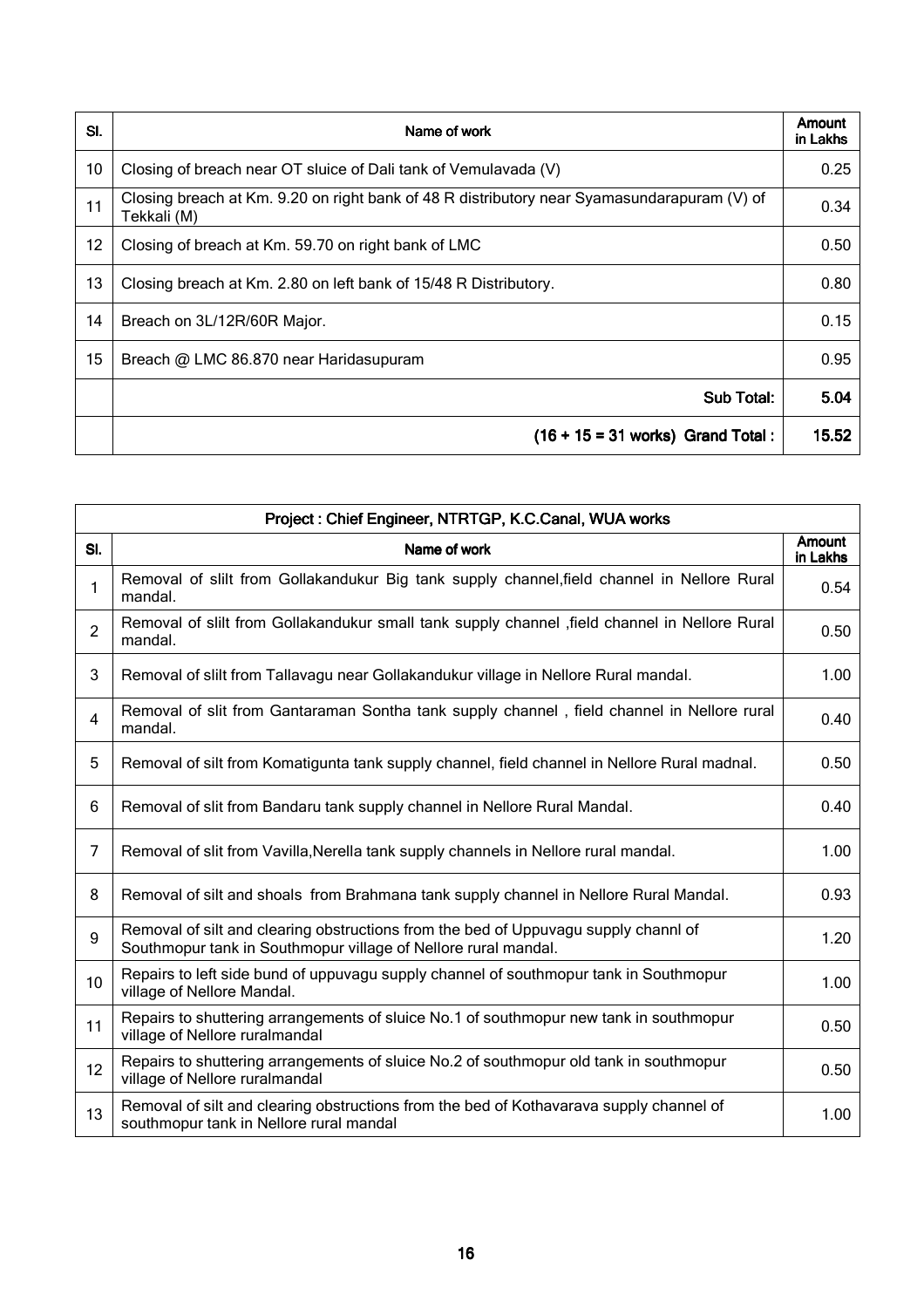| Sl. | Name of work | Amount in Lakhs |
|---|---|---|
| 10 | Closing of breach near OT sluice of Dali tank of Vemulavada (V) | 0.25 |
| 11 | Closing breach at Km. 9.20 on right bank of 48 R distributory near Syamasundarapuram (V) of Tekkali (M) | 0.34 |
| 12 | Closing of breach at Km. 59.70 on right bank of LMC | 0.50 |
| 13 | Closing breach at Km. 2.80 on left bank of 15/48 R Distributory. | 0.80 |
| 14 | Breach on 3L/12R/60R Major. | 0.15 |
| 15 | Breach @ LMC 86.870 near Haridasupuram | 0.95 |
| | **Sub Total:** | **5.04** |
| | **(16 + 15 = 31 works) Grand Total :** | **15.52** |

| Project : Chief Engineer, NTRTGP, K.C.Canal, WUA works | | |
|---|---|---|
| **Sl.** | **Name of work** | **Amount in Lakhs** |
| 1 | Removal of slilt from Gollakandukur Big tank supply channel,field channel in Nellore Rural mandal. | 0.54 |
| 2 | Removal of slilt from Gollakandukur small tank supply channel ,field channel in Nellore Rural mandal. | 0.50 |
| 3 | Removal of slilt from Tallavagu near Gollakandukur village in Nellore Rural mandal. | 1.00 |
| 4 | Removal of slit from Gantaraman Sontha tank supply channel , field channel in Nellore rural mandal. | 0.40 |
| 5 | Removal of silt from Komatigunta tank supply channel, field channel in Nellore Rural madnal. | 0.50 |
| 6 | Removal of slit from Bandaru tank supply channel in Nellore Rural Mandal. | 0.40 |
| 7 | Removal of slit from Vavilla,Nerella tank supply channels in Nellore rural mandal. | 1.00 |
| 8 | Removal of silt and shoals from Brahmana tank supply channel in Nellore Rural Mandal. | 0.93 |
| 9 | Removal of silt and clearing obstructions from the bed of Uppuvagu supply channl of Southmopur tank in Southmopur village of Nellore rural mandal. | 1.20 |
| 10 | Repairs to left side bund of uppuvagu supply channel of southmopur tank in Southmopur village of Nellore Mandal. | 1.00 |
| 11 | Repairs to shuttering arrangements of sluice No.1 of southmopur new tank in southmopur village of Nellore ruralmandal | 0.50 |
| 12 | Repairs to shuttering arrangements of sluice No.2 of southmopur old tank in southmopur village of Nellore ruralmandal | 0.50 |
| 13 | Removal of silt and clearing obstructions from the bed of Kothavarava supply channel of southmopur tank in Nellore rural mandal | 1.00 |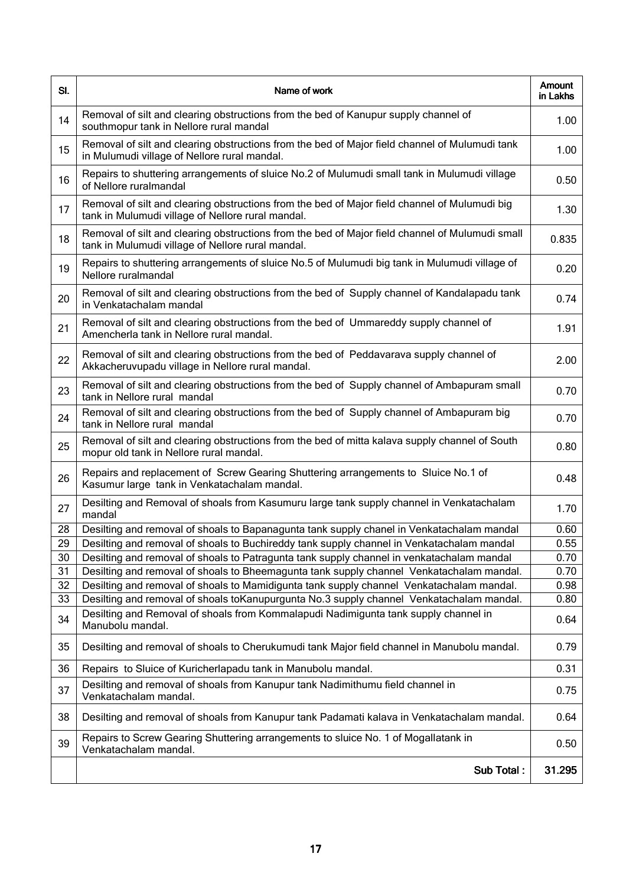| Sl. | Name of work | Amount in Lakhs |
|---|---|---|
| 14 | Removal of silt and clearing obstructions from the bed of Kanupur supply channel of southmopur tank in Nellore rural mandal | 1.00 |
| 15 | Removal of silt and clearing obstructions from the bed of Major field channel of Mulumudi tank in Mulumudi village of Nellore rural mandal. | 1.00 |
| 16 | Repairs to shuttering arrangements of sluice No.2 of Mulumudi small tank in Mulumudi village of Nellore ruralmandal | 0.50 |
| 17 | Removal of silt and clearing obstructions from the bed of Major field channel of Mulumudi big tank in Mulumudi village of Nellore rural mandal. | 1.30 |
| 18 | Removal of silt and clearing obstructions from the bed of Major field channel of Mulumudi small tank in Mulumudi village of Nellore rural mandal. | 0.835 |
| 19 | Repairs to shuttering arrangements of sluice No.5 of Mulumudi big tank in Mulumudi village of Nellore ruralmandal | 0.20 |
| 20 | Removal of silt and clearing obstructions from the bed of Supply channel of Kandalapadu tank in Venkatachalam mandal | 0.74 |
| 21 | Removal of silt and clearing obstructions from the bed of Ummareddy supply channel of Amencherla tank in Nellore rural mandal. | 1.91 |
| 22 | Removal of silt and clearing obstructions from the bed of Peddavarava supply channel of Akkacheruvupadu village in Nellore rural mandal. | 2.00 |
| 23 | Removal of silt and clearing obstructions from the bed of Supply channel of Ambapuram small tank in Nellore rural mandal | 0.70 |
| 24 | Removal of silt and clearing obstructions from the bed of Supply channel of Ambapuram big tank in Nellore rural mandal | 0.70 |
| 25 | Removal of silt and clearing obstructions from the bed of mitta kalava supply channel of South mopur old tank in Nellore rural mandal. | 0.80 |
| 26 | Repairs and replacement of Screw Gearing Shuttering arrangements to Sluice No.1 of Kasumur large tank in Venkatachalam mandal. | 0.48 |
| 27 | Desilting and Removal of shoals from Kasumuru large tank supply channel in Venkatachalam mandal | 1.70 |
| 28 | Desilting and removal of shoals to Bapanagunta tank supply chanel in Venkatachalam mandal | 0.60 |
| 29 | Desilting and removal of shoals to Buchireddy tank supply channel in Venkatachalam mandal | 0.55 |
| 30 | Desilting and removal of shoals to Patragunta tank supply channel in venkatachalam mandal | 0.70 |
| 31 | Desilting and removal of shoals to Bheemagunta tank supply channel Venkatachalam mandal. | 0.70 |
| 32 | Desilting and removal of shoals to Mamidigunta tank supply channel Venkatachalam mandal. | 0.98 |
| 33 | Desilting and removal of shoals toKanupurgunta No.3 supply channel Venkatachalam mandal. | 0.80 |
| 34 | Desilting and Removal of shoals from Kommalapudi Nadimigunta tank supply channel in Manubolu mandal. | 0.64 |
| 35 | Desilting and removal of shoals to Cherukumudi tank Major field channel in Manubolu mandal. | 0.79 |
| 36 | Repairs to Sluice of Kuricherlapadu tank in Manubolu mandal. | 0.31 |
| 37 | Desilting and removal of shoals from Kanupur tank Nadimithumu field channel in Venkatachalam mandal. | 0.75 |
| 38 | Desilting and removal of shoals from Kanupur tank Padamati kalava in Venkatachalam mandal. | 0.64 |
| 39 | Repairs to Screw Gearing Shuttering arrangements to sluice No. 1 of Mogallatank in Venkatachalam mandal. | 0.50 |
| | **Sub Total :** | **31.295** |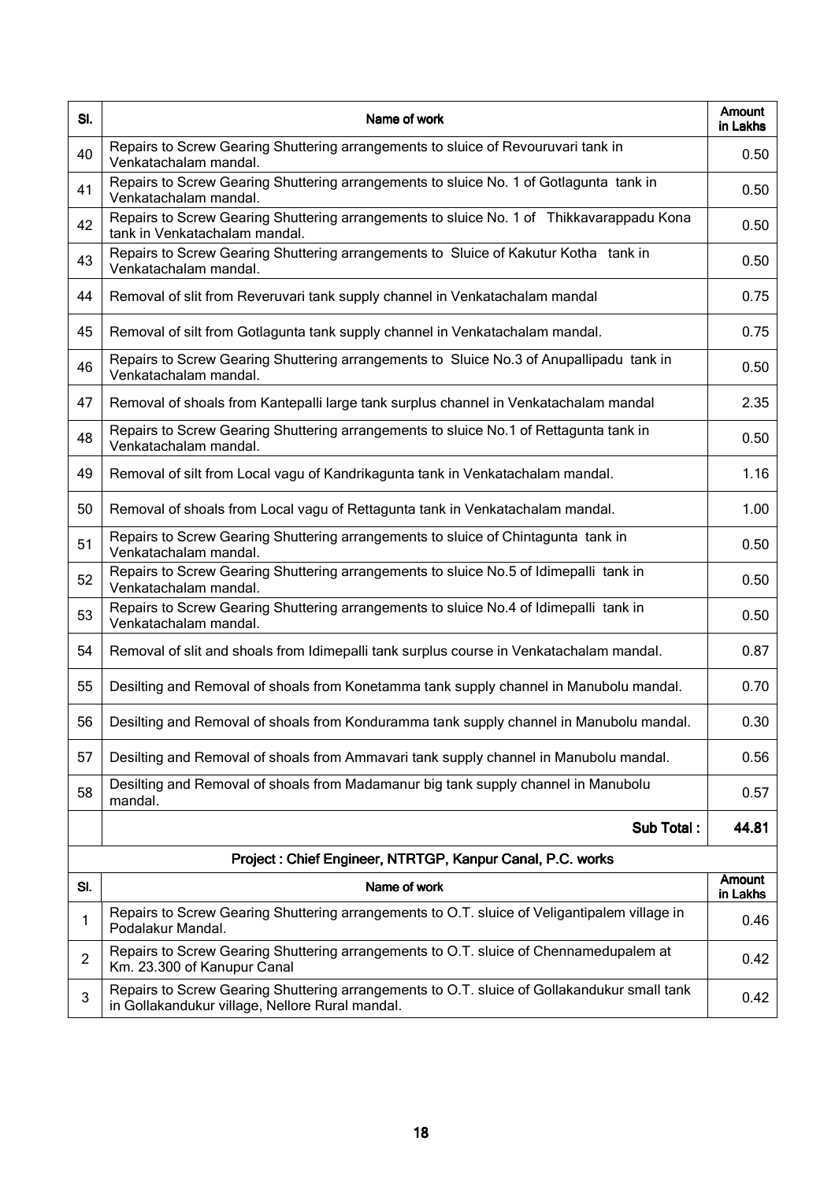| Sl. | Name of work | Amount in Lakhs |
|---|---|---|
| 40 | Repairs to Screw Gearing Shuttering arrangements to sluice of Revouruvari tank in Venkatachalam mandal. | 0.50 |
| 41 | Repairs to Screw Gearing Shuttering arrangements to sluice No. 1 of Gotlagunta tank in Venkatachalam mandal. | 0.50 |
| 42 | Repairs to Screw Gearing Shuttering arrangements to sluice No. 1 of Thikkavarappadu Kona tank in Venkatachalam mandal. | 0.50 |
| 43 | Repairs to Screw Gearing Shuttering arrangements to Sluice of Kakutur Kotha tank in Venkatachalam mandal. | 0.50 |
| 44 | Removal of slit from Reveruvari tank supply channel in Venkatachalam mandal | 0.75 |
| 45 | Removal of silt from Gotlagunta tank supply channel in Venkatachalam mandal. | 0.75 |
| 46 | Repairs to Screw Gearing Shuttering arrangements to Sluice No.3 of Anupallipadu tank in Venkatachalam mandal. | 0.50 |
| 47 | Removal of shoals from Kantepalli large tank surplus channel in Venkatachalam mandal | 2.35 |
| 48 | Repairs to Screw Gearing Shuttering arrangements to sluice No.1 of Rettagunta tank in Venkatachalam mandal. | 0.50 |
| 49 | Removal of silt from Local vagu of Kandrikagunta tank in Venkatachalam mandal. | 1.16 |
| 50 | Removal of shoals from Local vagu of Rettagunta tank in Venkatachalam mandal. | 1.00 |
| 51 | Repairs to Screw Gearing Shuttering arrangements to sluice of Chintagunta tank in Venkatachalam mandal. | 0.50 |
| 52 | Repairs to Screw Gearing Shuttering arrangements to sluice No.5 of Idimepalli tank in Venkatachalam mandal. | 0.50 |
| 53 | Repairs to Screw Gearing Shuttering arrangements to sluice No.4 of Idimepalli tank in Venkatachalam mandal. | 0.50 |
| 54 | Removal of slit and shoals from Idimepalli tank surplus course in Venkatachalam mandal. | 0.87 |
| 55 | Desilting and Removal of shoals from Konetamma tank supply channel in Manubolu mandal. | 0.70 |
| 56 | Desilting and Removal of shoals from Konduramma tank supply channel in Manubolu mandal. | 0.30 |
| 57 | Desilting and Removal of shoals from Ammavari tank supply channel in Manubolu mandal. | 0.56 |
| 58 | Desilting and Removal of shoals from Madamanur big tank supply channel in Manubolu mandal. | 0.57 |
| | **Sub Total :** | **44.81** |

**Project : Chief Engineer, NTRTGP, Kanpur Canal, P.C. works**

| Sl. | Name of work | Amount in Lakhs |
|---|---|---|
| 1 | Repairs to Screw Gearing Shuttering arrangements to O.T. sluice of Veligantipalem village in Podalakur Mandal. | 0.46 |
| 2 | Repairs to Screw Gearing Shuttering arrangements to O.T. sluice of Chennamedupalem at Km. 23.300 of Kanupur Canal | 0.42 |
| 3 | Repairs to Screw Gearing Shuttering arrangements to O.T. sluice of Gollakandukur small tank in Gollakandukur village, Nellore Rural mandal. | 0.42 |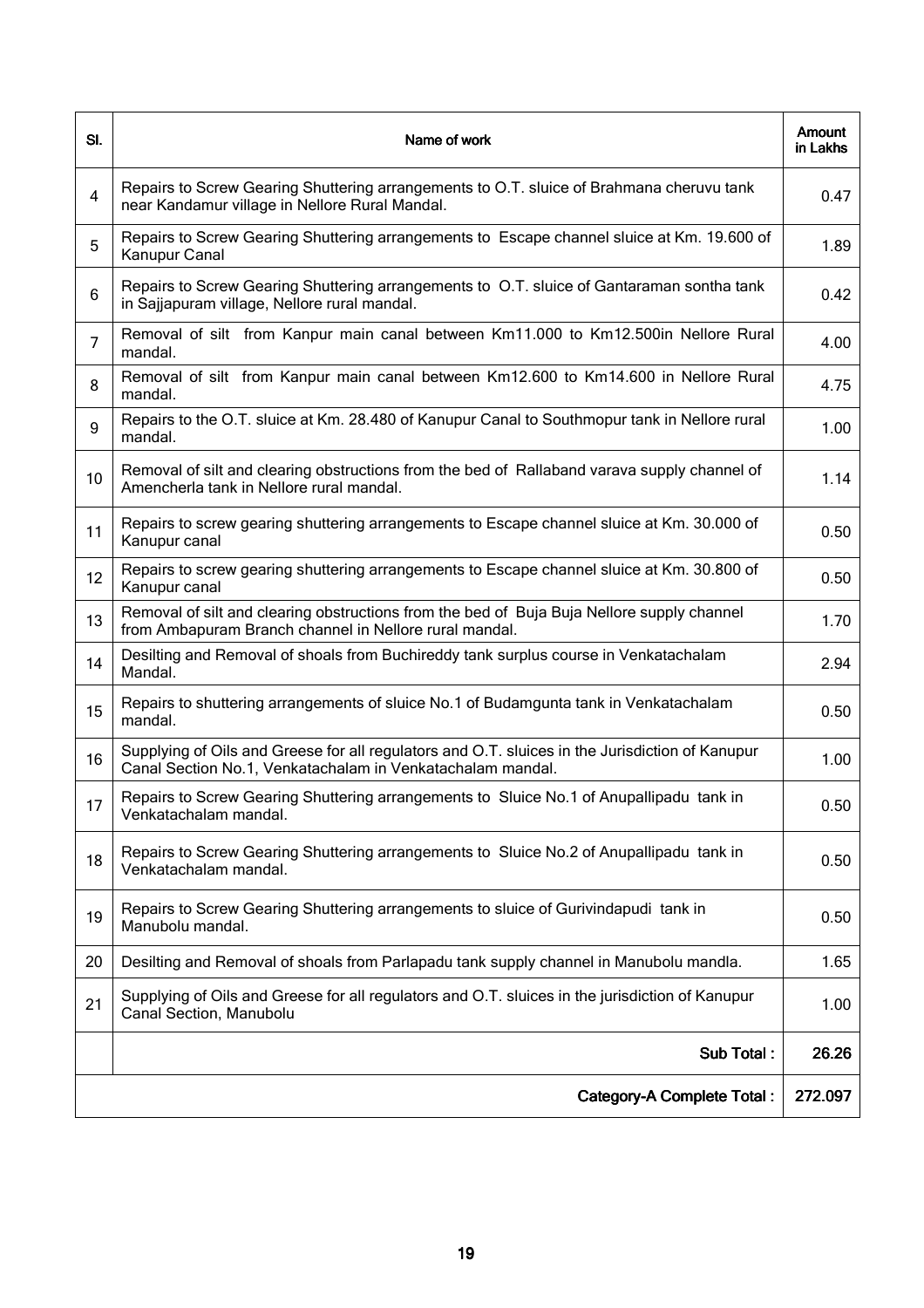| Sl. | Name of work | Amount in Lakhs |
|---|---|---|
| 4 | Repairs to Screw Gearing Shuttering arrangements to O.T. sluice of Brahmana cheruvu tank near Kandamur village in Nellore Rural Mandal. | 0.47 |
| 5 | Repairs to Screw Gearing Shuttering arrangements to Escape channel sluice at Km. 19.600 of Kanupur Canal | 1.89 |
| 6 | Repairs to Screw Gearing Shuttering arrangements to O.T. sluice of Gantaraman sontha tank in Sajjapuram village, Nellore rural mandal. | 0.42 |
| 7 | Removal of silt from Kanpur main canal between Km11.000 to Km12.500in Nellore Rural mandal. | 4.00 |
| 8 | Removal of silt from Kanpur main canal between Km12.600 to Km14.600 in Nellore Rural mandal. | 4.75 |
| 9 | Repairs to the O.T. sluice at Km. 28.480 of Kanupur Canal to Southmopur tank in Nellore rural mandal. | 1.00 |
| 10 | Removal of silt and clearing obstructions from the bed of Rallaband varava supply channel of Amencherla tank in Nellore rural mandal. | 1.14 |
| 11 | Repairs to screw gearing shuttering arrangements to Escape channel sluice at Km. 30.000 of Kanupur canal | 0.50 |
| 12 | Repairs to screw gearing shuttering arrangements to Escape channel sluice at Km. 30.800 of Kanupur canal | 0.50 |
| 13 | Removal of silt and clearing obstructions from the bed of Buja Buja Nellore supply channel from Ambapuram Branch channel in Nellore rural mandal. | 1.70 |
| 14 | Desilting and Removal of shoals from Buchireddy tank surplus course in Venkatachalam Mandal. | 2.94 |
| 15 | Repairs to shuttering arrangements of sluice No.1 of Budamgunta tank in Venkatachalam mandal. | 0.50 |
| 16 | Supplying of Oils and Greese for all regulators and O.T. sluices in the Jurisdiction of Kanupur Canal Section No.1, Venkatachalam in Venkatachalam mandal. | 1.00 |
| 17 | Repairs to Screw Gearing Shuttering arrangements to Sluice No.1 of Anupallipadu tank in Venkatachalam mandal. | 0.50 |
| 18 | Repairs to Screw Gearing Shuttering arrangements to Sluice No.2 of Anupallipadu tank in Venkatachalam mandal. | 0.50 |
| 19 | Repairs to Screw Gearing Shuttering arrangements to sluice of Gurivindapudi tank in Manubolu mandal. | 0.50 |
| 20 | Desilting and Removal of shoals from Parlapadu tank supply channel in Manubolu mandla. | 1.65 |
| 21 | Supplying of Oils and Greese for all regulators and O.T. sluices in the jurisdiction of Kanupur Canal Section, Manubolu | 1.00 |
| | **Sub Total :** | **26.26** |
| | **Category-A Complete Total :** | **272.097** |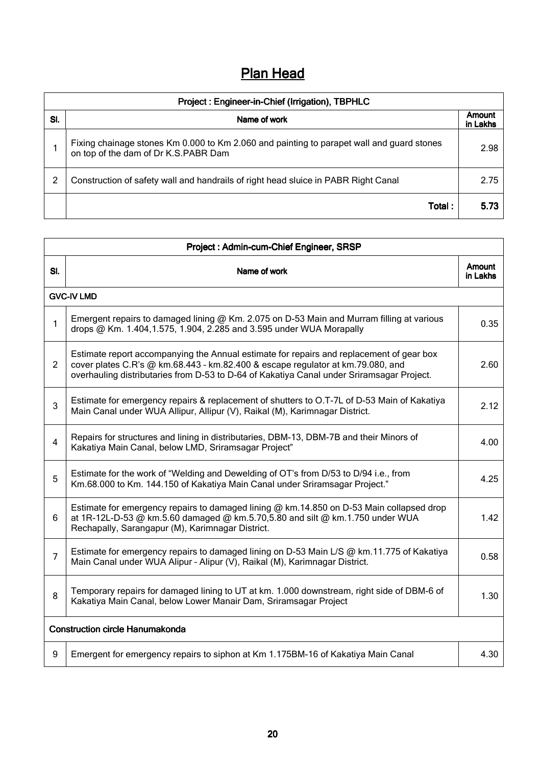# Plan Head

| Project : Engineer-in-Chief (Irrigation), TBPHLC | | |
|---|---|---|
| Sl. | Name of work | Amount in Lakhs |
| 1 | Fixing chainage stones Km 0.000 to Km 2.060 and painting to parapet wall and guard stones on top of the dam of Dr K.S.PABR Dam | 2.98 |
| 2 | Construction of safety wall and handrails of right head sluice in PABR Right Canal | 2.75 |
| | **Total :** | **5.73** |

| Project : Admin-cum-Chief Engineer, SRSP | | |
|---|---|---|
| Sl. | Name of work | Amount in Lakhs |
| GVC-IV LMD | | |
| 1 | Emergent repairs to damaged lining @ Km. 2.075 on D-53 Main and Murram filling at various drops @ Km. 1.404,1.575, 1.904, 2.285 and 3.595 under WUA Morapally | 0.35 |
| 2 | Estimate report accompanying the Annual estimate for repairs and replacement of gear box cover plates C.R's @ km.68.443 – km.82.400 & escape regulator at km.79.080, and overhauling distributaries from D-53 to D-64 of Kakatiya Canal under Sriramsagar Project. | 2.60 |
| 3 | Estimate for emergency repairs & replacement of shutters to O.T-7L of D-53 Main of Kakatiya Main Canal under WUA Allipur, Allipur (V), Raikal (M), Karimnagar District. | 2.12 |
| 4 | Repairs for structures and lining in distributaries, DBM-13, DBM-7B and their Minors of Kakatiya Main Canal, below LMD, Sriramsagar Project" | 4.00 |
| 5 | Estimate for the work of "Welding and Dewelding of OT's from D/53 to D/94 i.e., from Km.68.000 to Km. 144.150 of Kakatiya Main Canal under Sriramsagar Project." | 4.25 |
| 6 | Estimate for emergency repairs to damaged lining @ km.14.850 on D-53 Main collapsed drop at 1R-12L-D-53 @ km.5.60 damaged @ km.5.70,5.80 and silt @ km.1.750 under WUA Rechapally, Sarangapur (M), Karimnagar District. | 1.42 |
| 7 | Estimate for emergency repairs to damaged lining on D-53 Main L/S @ km.11.775 of Kakatiya Main Canal under WUA Alipur – Alipur (V), Raikal (M), Karimnagar District. | 0.58 |
| 8 | Temporary repairs for damaged lining to UT at km. 1.000 downstream, right side of DBM-6 of Kakatiya Main Canal, below Lower Manair Dam, Sriramsagar Project | 1.30 |
| Construction circle Hanumakonda | | |
| 9 | Emergent for emergency repairs to siphon at Km 1.175BM-16 of Kakatiya Main Canal | 4.30 |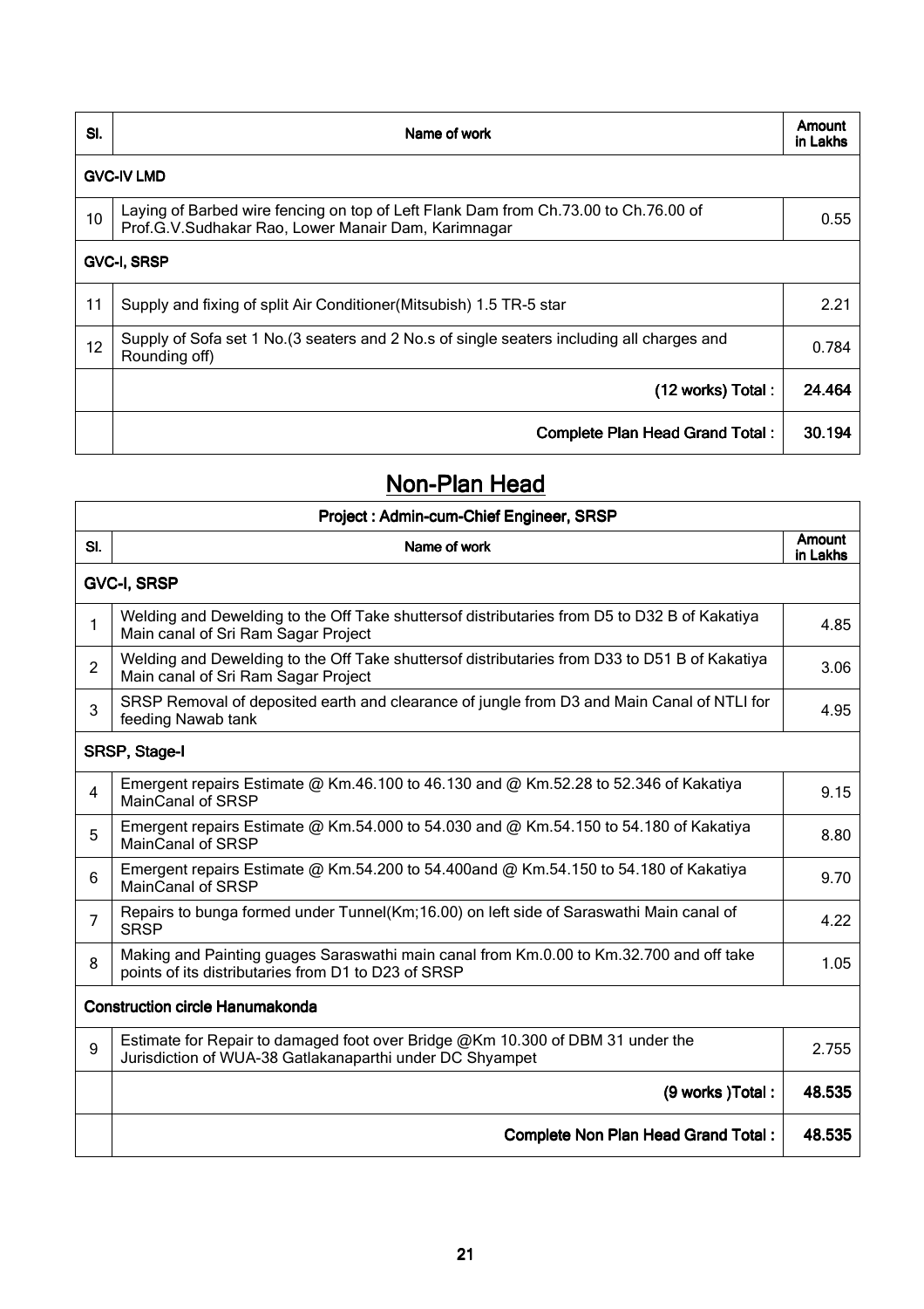| Sl. | Name of work | Amount in Lakhs |
|---|---|---|
| **GVC-IV LMD** | | |
| 10 | Laying of Barbed wire fencing on top of Left Flank Dam from Ch.73.00 to Ch.76.00 of Prof.G.V.Sudhakar Rao, Lower Manair Dam, Karimnagar | 0.55 |
| **GVC-I, SRSP** | | |
| 11 | Supply and fixing of split Air Conditioner(Mitsubish) 1.5 TR-5 star | 2.21 |
| 12 | Supply of Sofa set 1 No.(3 seaters and 2 No.s of single seaters including all charges and Rounding off) | 0.784 |
| | **(12 works) Total :** | **24.464** |
| | **Complete Plan Head Grand Total :** | **30.194** |

## Non-Plan Head

| Project : Admin-cum-Chief Engineer, SRSP | | |
|---|---|---|
| Sl. | Name of work | Amount in Lakhs |
| **GVC-I, SRSP** | | |
| 1 | Welding and Dewelding to the Off Take shuttersof distributaries from D5 to D32 B of Kakatiya Main canal of Sri Ram Sagar Project | 4.85 |
| 2 | Welding and Dewelding to the Off Take shuttersof distributaries from D33 to D51 B of Kakatiya Main canal of Sri Ram Sagar Project | 3.06 |
| 3 | SRSP Removal of deposited earth and clearance of jungle from D3 and Main Canal of NTLI for feeding Nawab tank | 4.95 |
| **SRSP, Stage-I** | | |
| 4 | Emergent repairs Estimate @ Km.46.100 to 46.130 and @ Km.52.28 to 52.346 of Kakatiya MainCanal of SRSP | 9.15 |
| 5 | Emergent repairs Estimate @ Km.54.000 to 54.030 and @ Km.54.150 to 54.180 of Kakatiya MainCanal of SRSP | 8.80 |
| 6 | Emergent repairs Estimate @ Km.54.200 to 54.400and @ Km.54.150 to 54.180 of Kakatiya MainCanal of SRSP | 9.70 |
| 7 | Repairs to bunga formed under Tunnel(Km;16.00) on left side of Saraswathi Main canal of SRSP | 4.22 |
| 8 | Making and Painting guages Saraswathi main canal from Km.0.00 to Km.32.700 and off take points of its distributaries from D1 to D23 of SRSP | 1.05 |
| **Construction circle Hanumakonda** | | |
| 9 | Estimate for Repair to damaged foot over Bridge @Km 10.300 of DBM 31 under the Jurisdiction of WUA-38 Gatlakanaparthi under DC Shyampet | 2.755 |
| | **(9 works )Total :** | **48.535** |
| | **Complete Non Plan Head Grand Total :** | **48.535** |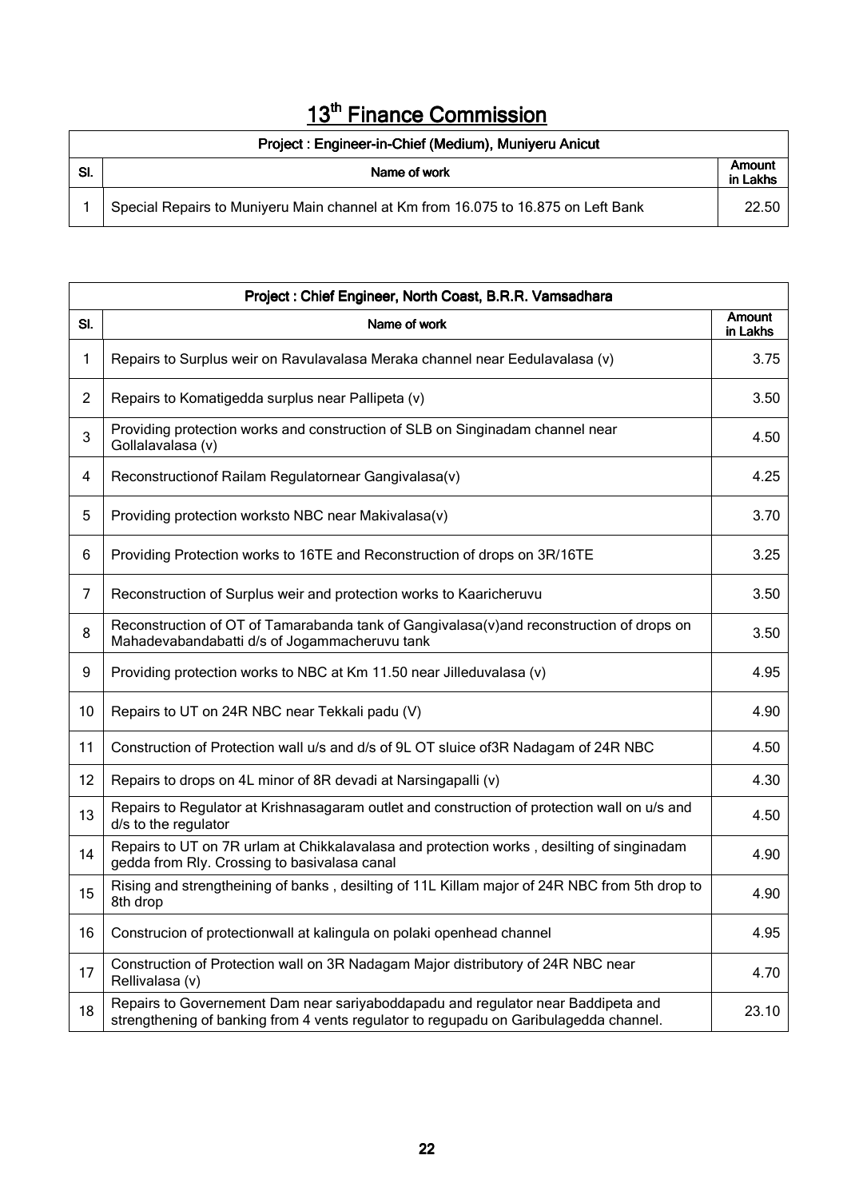# 13th Finance Commission

| Project : Engineer-in-Chief (Medium), Muniyeru Anicut | | |
|---|---|---|
| Sl. | Name of work | Amount in Lakhs |
| 1 | Special Repairs to Muniyeru Main channel at Km from 16.075 to 16.875 on Left Bank | 22.50 |

| Project : Chief Engineer, North Coast, B.R.R. Vamsadhara | | |
|---|---|---|
| Sl. | Name of work | Amount in Lakhs |
| 1 | Repairs to Surplus weir on Ravulavalasa Meraka channel near Eedulavalasa (v) | 3.75 |
| 2 | Repairs to Komatigedda surplus near Pallipeta (v) | 3.50 |
| 3 | Providing protection works and construction of SLB on Singinadam channel near Gollalavalasa (v) | 4.50 |
| 4 | Reconstructionof Railam Regulatornear Gangivalasa(v) | 4.25 |
| 5 | Providing protection worksto NBC near Makivalasa(v) | 3.70 |
| 6 | Providing Protection works to 16TE and Reconstruction of drops on 3R/16TE | 3.25 |
| 7 | Reconstruction of Surplus weir and protection works to Kaaricheruvu | 3.50 |
| 8 | Reconstruction of OT of Tamarabanda tank of Gangivalasa(v)and reconstruction of drops on Mahadevabandabatti d/s of Jogammacheruvu tank | 3.50 |
| 9 | Providing protection works to NBC at Km 11.50 near Jilleduvalasa (v) | 4.95 |
| 10 | Repairs to UT on 24R NBC near Tekkali padu (V) | 4.90 |
| 11 | Construction of Protection wall u/s and d/s of 9L OT sluice of3R Nadagam of 24R NBC | 4.50 |
| 12 | Repairs to drops on 4L minor of 8R devadi at Narsingapalli (v) | 4.30 |
| 13 | Repairs to Regulator at Krishnasagaram outlet and construction of protection wall on u/s and d/s to the regulator | 4.50 |
| 14 | Repairs to UT on 7R urlam at Chikkalavalasa and protection works , desilting of singinadam gedda from Rly. Crossing to basivalasa canal | 4.90 |
| 15 | Rising and strengtheining of banks , desilting of 11L Killam major of 24R NBC from 5th drop to 8th drop | 4.90 |
| 16 | Construcion of protectionwall at kalingula on polaki openhead channel | 4.95 |
| 17 | Construction of Protection wall on 3R Nadagam Major distributory of 24R NBC near Rellivalasa (v) | 4.70 |
| 18 | Repairs to Governement Dam near sariyaboddapadu and regulator near Baddipeta and strengthening of banking from 4 vents regulator to regupadu on Garibulagedda channel. | 23.10 |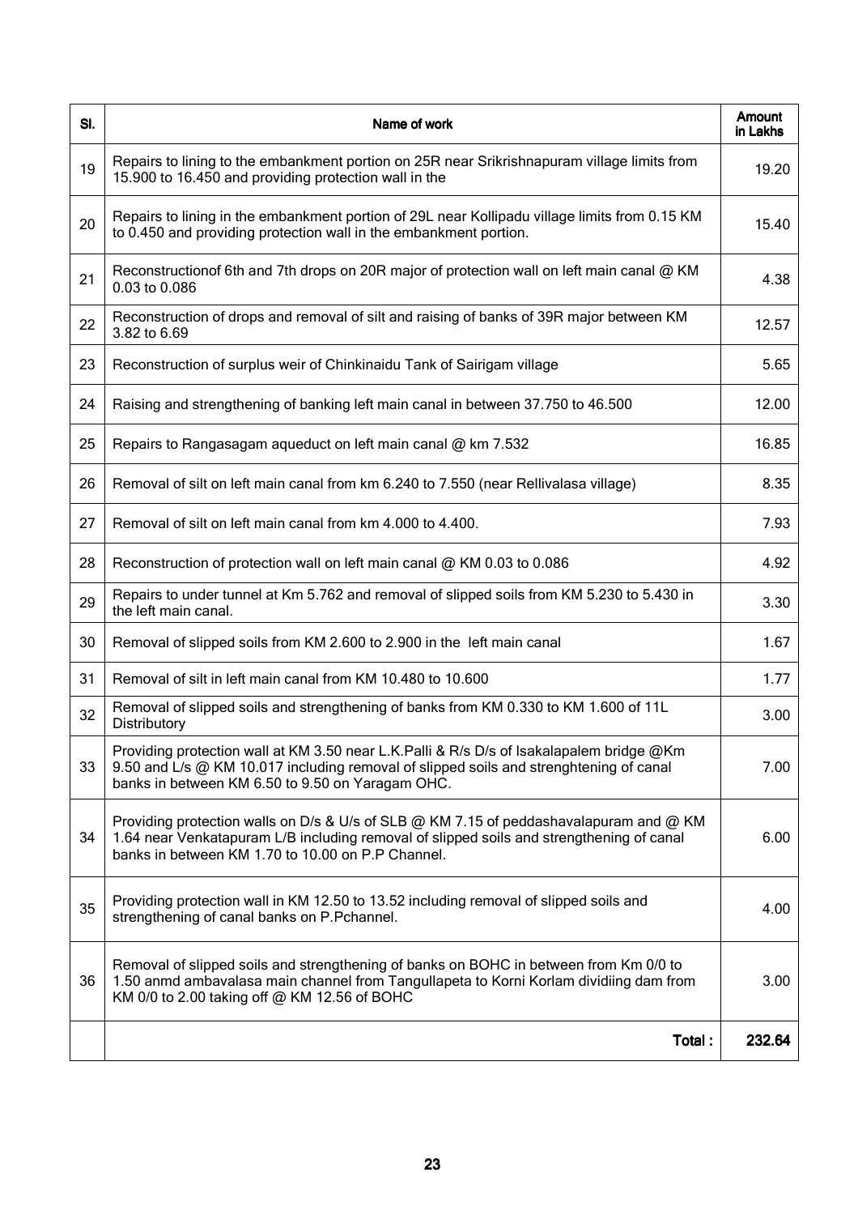| Sl. | Name of work | Amount in Lakhs |
|---|---|---|
| 19 | Repairs to lining to the embankment portion on 25R near Srikrishnapuram village limits from 15.900 to 16.450 and providing protection wall in the | 19.20 |
| 20 | Repairs to lining in the embankment portion of 29L near Kollipadu village limits from 0.15 KM to 0.450 and providing protection wall in the embankment portion. | 15.40 |
| 21 | Reconstructionof 6th and 7th drops on 20R major of protection wall on left main canal @ KM 0.03 to 0.086 | 4.38 |
| 22 | Reconstruction of drops and removal of silt and raising of banks of 39R major between KM 3.82 to 6.69 | 12.57 |
| 23 | Reconstruction of surplus weir of Chinkinaidu Tank of Sairigam village | 5.65 |
| 24 | Raising and strengthening of banking left main canal in between 37.750 to 46.500 | 12.00 |
| 25 | Repairs to Rangasagam aqueduct on left main canal @ km 7.532 | 16.85 |
| 26 | Removal of silt on left main canal from km 6.240 to 7.550 (near Rellivalasa village) | 8.35 |
| 27 | Removal of silt on left main canal from km 4.000 to 4.400. | 7.93 |
| 28 | Reconstruction of protection wall on left main canal @ KM 0.03 to 0.086 | 4.92 |
| 29 | Repairs to under tunnel at Km 5.762 and removal of slipped soils from KM 5.230 to 5.430 in the left main canal. | 3.30 |
| 30 | Removal of slipped soils from KM 2.600 to 2.900 in the left main canal | 1.67 |
| 31 | Removal of silt in left main canal from KM 10.480 to 10.600 | 1.77 |
| 32 | Removal of slipped soils and strengthening of banks from KM 0.330 to KM 1.600 of 11L Distributory | 3.00 |
| 33 | Providing protection wall at KM 3.50 near L.K.Palli & R/s D/s of Isakalapalem bridge @Km 9.50 and L/s @ KM 10.017 including removal of slipped soils and strenghtening of canal banks in between KM 6.50 to 9.50 on Yaragam OHC. | 7.00 |
| 34 | Providing protection walls on D/s & U/s of SLB @ KM 7.15 of peddashavalapuram and @ KM 1.64 near Venkatapuram L/B including removal of slipped soils and strengthening of canal banks in between KM 1.70 to 10.00 on P.P Channel. | 6.00 |
| 35 | Providing protection wall in KM 12.50 to 13.52 including removal of slipped soils and strengthening of canal banks on P.Pchannel. | 4.00 |
| 36 | Removal of slipped soils and strengthening of banks on BOHC in between from Km 0/0 to 1.50 anmd ambavalasa main channel from Tangullapeta to Korni Korlam dividiing dam from KM 0/0 to 2.00 taking off @ KM 12.56 of BOHC | 3.00 |
| | **Total :** | **232.64** |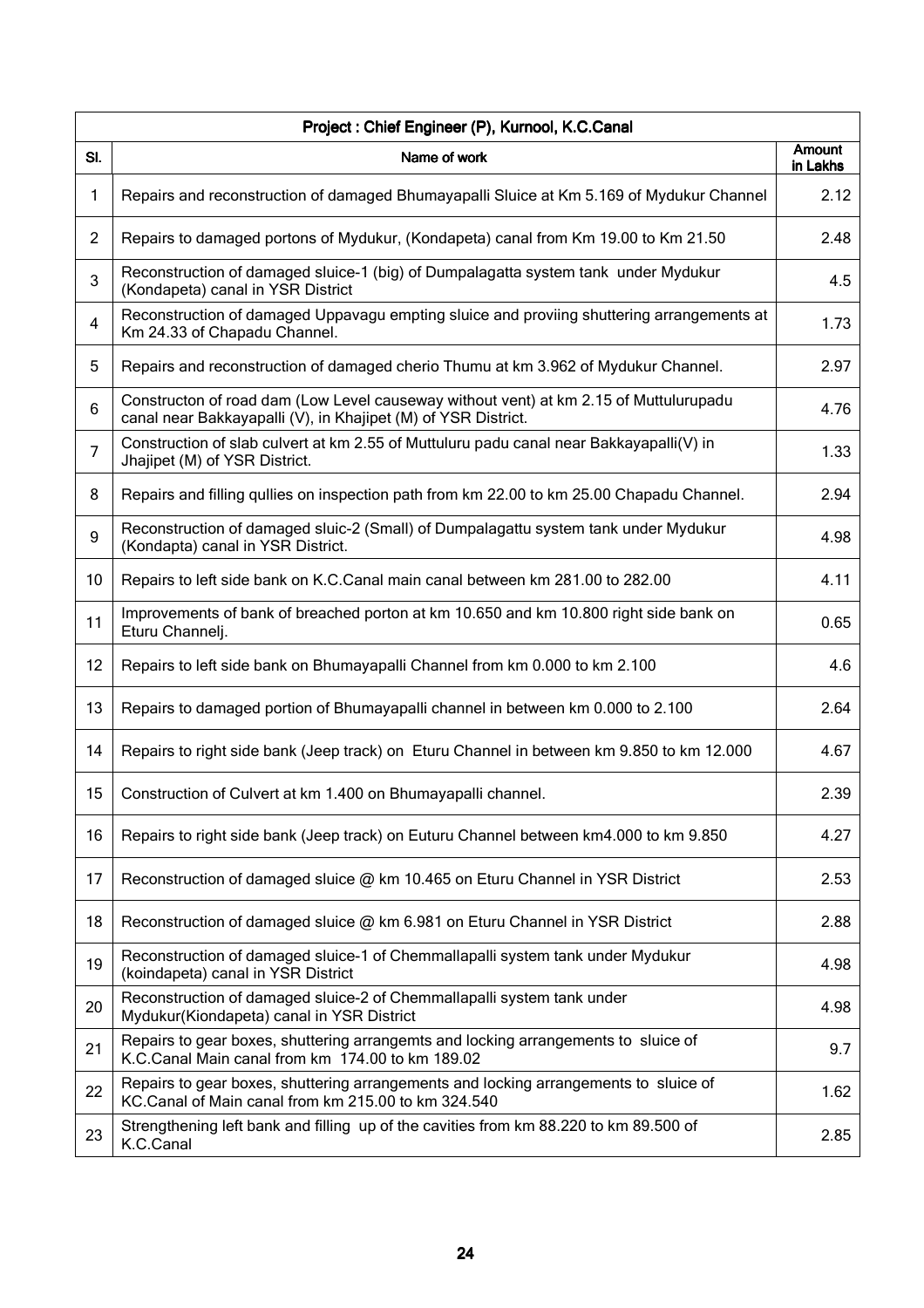| Project : Chief Engineer (P), Kurnool, K.C.Canal | | |
|---|---|---|
| Sl. | Name of work | Amount in Lakhs |
| 1 | Repairs and reconstruction of damaged Bhumayapalli Sluice at Km 5.169 of Mydukur Channel | 2.12 |
| 2 | Repairs to damaged portons of Mydukur, (Kondapeta) canal from Km 19.00 to Km 21.50 | 2.48 |
| 3 | Reconstruction of damaged sluice-1 (big) of Dumpalagatta system tank under Mydukur (Kondapeta) canal in YSR District | 4.5 |
| 4 | Reconstruction of damaged Uppavagu empting sluice and proviing shuttering arrangements at Km 24.33 of Chapadu Channel. | 1.73 |
| 5 | Repairs and reconstruction of damaged cherio Thumu at km 3.962 of Mydukur Channel. | 2.97 |
| 6 | Constructon of road dam (Low Level causeway without vent) at km 2.15 of Muttulurupadu canal near Bakkayapalli (V), in Khajipet (M) of YSR District. | 4.76 |
| 7 | Construction of slab culvert at km 2.55 of Muttuluru padu canal near Bakkayapalli(V) in Jhajipet (M) of YSR District. | 1.33 |
| 8 | Repairs and filling qullies on inspection path from km 22.00 to km 25.00 Chapadu Channel. | 2.94 |
| 9 | Reconstruction of damaged sluic-2 (Small) of Dumpalagattu system tank under Mydukur (Kondapta) canal in YSR District. | 4.98 |
| 10 | Repairs to left side bank on K.C.Canal main canal between km 281.00 to 282.00 | 4.11 |
| 11 | Improvements of bank of breached porton at km 10.650 and km 10.800 right side bank on Eturu Channelj. | 0.65 |
| 12 | Repairs to left side bank on Bhumayapalli Channel from km 0.000 to km 2.100 | 4.6 |
| 13 | Repairs to damaged portion of Bhumayapalli channel in between km 0.000 to 2.100 | 2.64 |
| 14 | Repairs to right side bank (Jeep track) on Eturu Channel in between km 9.850 to km 12.000 | 4.67 |
| 15 | Construction of Culvert at km 1.400 on Bhumayapalli channel. | 2.39 |
| 16 | Repairs to right side bank (Jeep track) on Euturu Channel between km4.000 to km 9.850 | 4.27 |
| 17 | Reconstruction of damaged sluice @ km 10.465 on Eturu Channel in YSR District | 2.53 |
| 18 | Reconstruction of damaged sluice @ km 6.981 on Eturu Channel in YSR District | 2.88 |
| 19 | Reconstruction of damaged sluice-1 of Chemmallapalli system tank under Mydukur (koindapeta) canal in YSR District | 4.98 |
| 20 | Reconstruction of damaged sluice-2 of Chemmallapalli system tank under Mydukur(Kiondapeta) canal in YSR District | 4.98 |
| 21 | Repairs to gear boxes, shuttering arrangemts and locking arrangements to sluice of K.C.Canal Main canal from km 174.00 to km 189.02 | 9.7 |
| 22 | Repairs to gear boxes, shuttering arrangements and locking arrangements to sluice of KC.Canal of Main canal from km 215.00 to km 324.540 | 1.62 |
| 23 | Strengthening left bank and filling up of the cavities from km 88.220 to km 89.500 of K.C.Canal | 2.85 |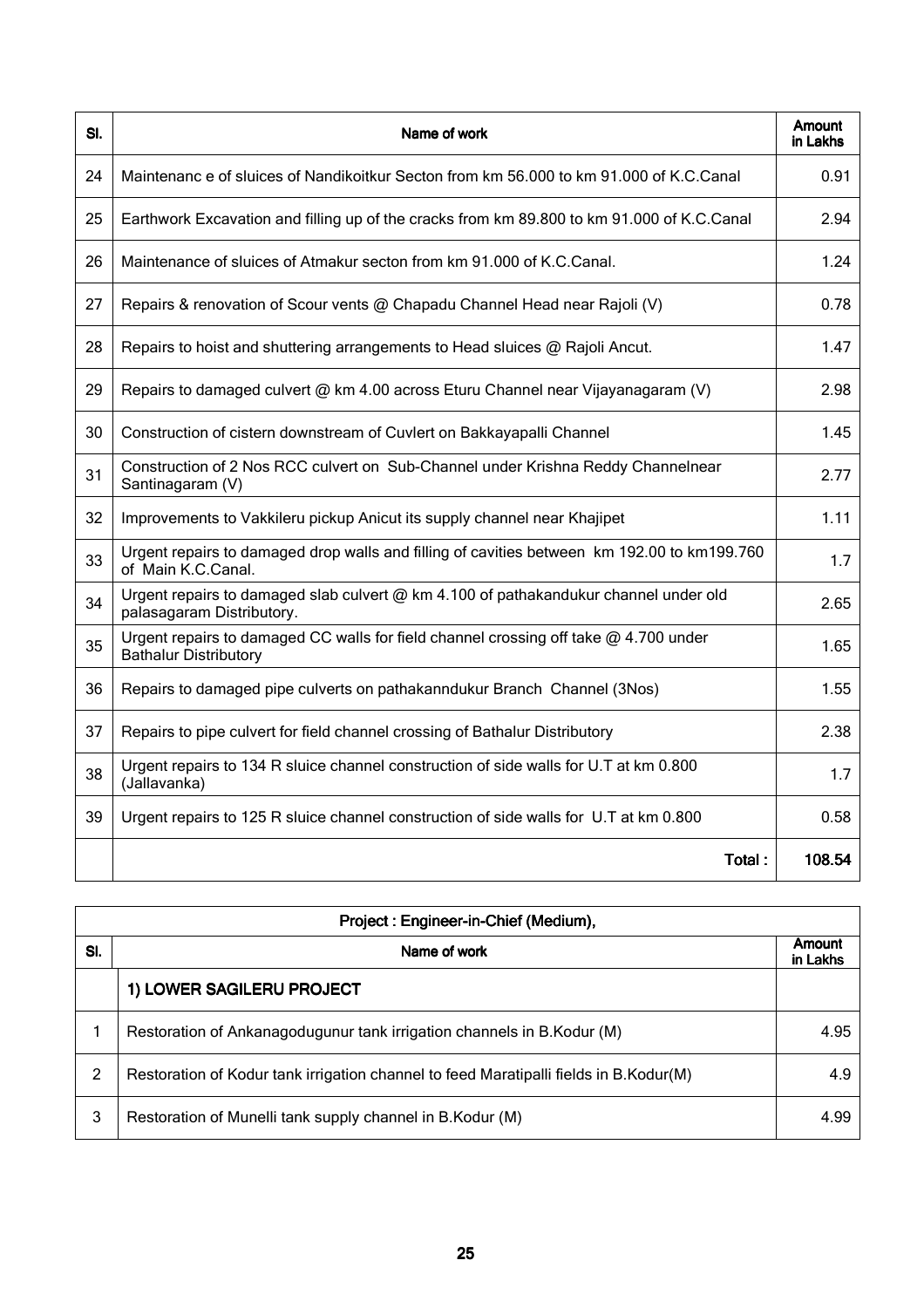| Sl. | Name of work | Amount in Lakhs |
|---|---|---|
| 24 | Maintenanc e of sluices of Nandikoitkur Secton from km 56.000 to km 91.000 of K.C.Canal | 0.91 |
| 25 | Earthwork Excavation and filling up of the cracks from km 89.800 to km 91.000 of K.C.Canal | 2.94 |
| 26 | Maintenance of sluices of Atmakur secton from km 91.000 of K.C.Canal. | 1.24 |
| 27 | Repairs & renovation of Scour vents @ Chapadu Channel Head near Rajoli (V) | 0.78 |
| 28 | Repairs to hoist and shuttering arrangements to Head sluices @ Rajoli Ancut. | 1.47 |
| 29 | Repairs to damaged culvert @ km 4.00 across Eturu Channel near Vijayanagaram (V) | 2.98 |
| 30 | Construction of cistern downstream of Cuvlert on Bakkayapalli Channel | 1.45 |
| 31 | Construction of 2 Nos RCC culvert on Sub-Channel under Krishna Reddy Channelnear Santinagaram (V) | 2.77 |
| 32 | Improvements to Vakkileru pickup Anicut its supply channel near Khajipet | 1.11 |
| 33 | Urgent repairs to damaged drop walls and filling of cavities between km 192.00 to km199.760 of Main K.C.Canal. | 1.7 |
| 34 | Urgent repairs to damaged slab culvert @ km 4.100 of pathakandukur channel under old palasagaram Distributory. | 2.65 |
| 35 | Urgent repairs to damaged CC walls for field channel crossing off take @ 4.700 under Bathalur Distributory | 1.65 |
| 36 | Repairs to damaged pipe culverts on pathakanndukur Branch Channel (3Nos) | 1.55 |
| 37 | Repairs to pipe culvert for field channel crossing of Bathalur Distributory | 2.38 |
| 38 | Urgent repairs to 134 R sluice channel construction of side walls for U.T at km 0.800 (Jallavanka) | 1.7 |
| 39 | Urgent repairs to 125 R sluice channel construction of side walls for U.T at km 0.800 | 0.58 |
| | **Total :** | **108.54** |

| Project : Engineer-in-Chief (Medium), | | |
|---|---|---|
| **Sl.** | **Name of work** | **Amount in Lakhs** |
| | **1) LOWER SAGILERU PROJECT** | |
| 1 | Restoration of Ankanagodugunur tank irrigation channels in B.Kodur (M) | 4.95 |
| 2 | Restoration of Kodur tank irrigation channel to feed Maratipalli fields in B.Kodur(M) | 4.9 |
| 3 | Restoration of Munelli tank supply channel in B.Kodur (M) | 4.99 |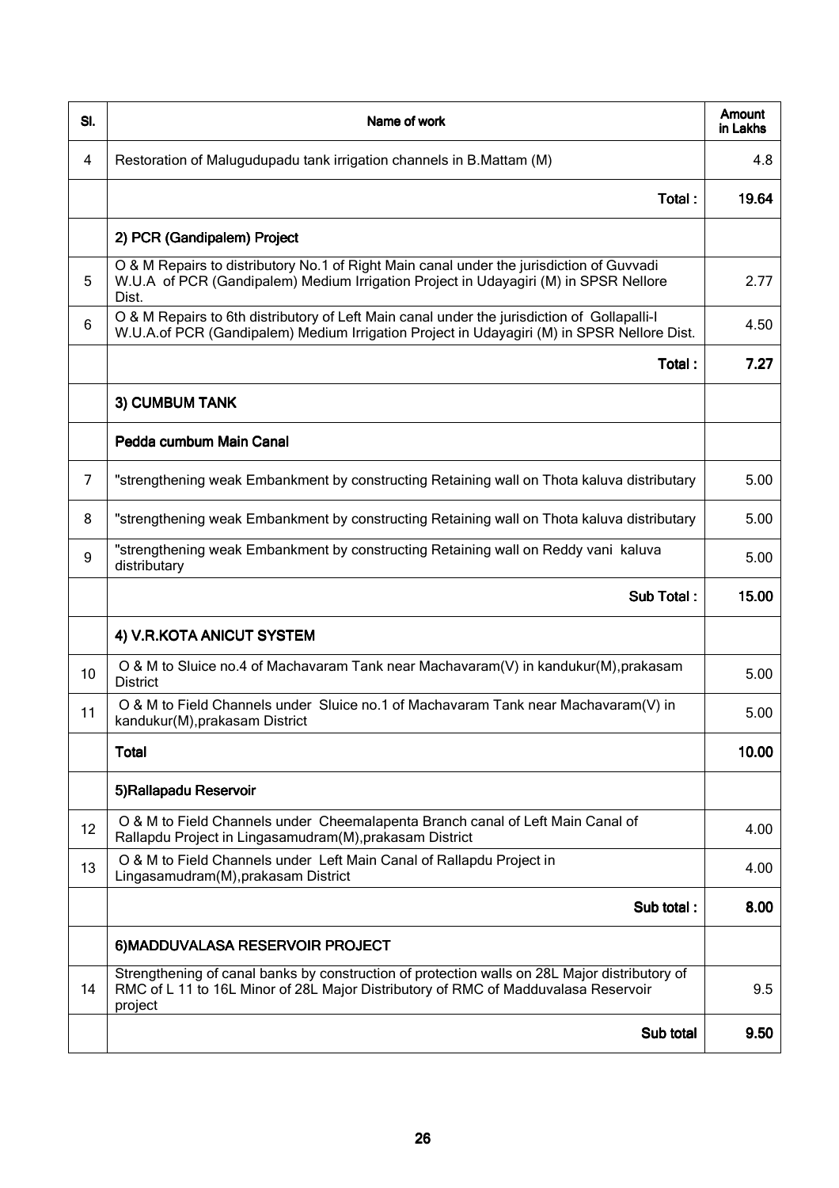| Sl. | Name of work | Amount in Lakhs |
|---|---|---|
| 4 | Restoration of Malugudupadu tank irrigation channels in B.Mattam (M) | 4.8 |
| | **Total :** | **19.64** |
| | **2) PCR (Gandipalem) Project** | |
| 5 | O & M Repairs to distributory No.1 of Right Main canal under the jurisdiction of Guvvadi W.U.A of PCR (Gandipalem) Medium Irrigation Project in Udayagiri (M) in SPSR Nellore Dist. | 2.77 |
| 6 | O & M Repairs to 6th distributory of Left Main canal under the jurisdiction of Gollapalli-I W.U.A.of PCR (Gandipalem) Medium Irrigation Project in Udayagiri (M) in SPSR Nellore Dist. | 4.50 |
| | **Total :** | **7.27** |
| | **3) CUMBUM TANK** | |
| | **Pedda cumbum Main Canal** | |
| 7 | "strengthening weak Embankment by constructing Retaining wall on Thota kaluva distributary | 5.00 |
| 8 | "strengthening weak Embankment by constructing Retaining wall on Thota kaluva distributary | 5.00 |
| 9 | "strengthening weak Embankment by constructing Retaining wall on Reddy vani kaluva distributary | 5.00 |
| | **Sub Total :** | **15.00** |
| | **4) V.R.KOTA ANICUT SYSTEM** | |
| 10 | O & M to Sluice no.4 of Machavaram Tank near Machavaram(V) in kandukur(M),prakasam District | 5.00 |
| 11 | O & M to Field Channels under Sluice no.1 of Machavaram Tank near Machavaram(V) in kandukur(M),prakasam District | 5.00 |
| | **Total** | **10.00** |
| | **5)Rallapadu Reservoir** | |
| 12 | O & M to Field Channels under Cheemalapenta Branch canal of Left Main Canal of Rallapdu Project in Lingasamudram(M),prakasam District | 4.00 |
| 13 | O & M to Field Channels under Left Main Canal of Rallapdu Project in Lingasamudram(M),prakasam District | 4.00 |
| | **Sub total :** | **8.00** |
| | **6)MADDUVALASA RESERVOIR PROJECT** | |
| 14 | Strengthening of canal banks by construction of protection walls on 28L Major distributory of RMC of L 11 to 16L Minor of 28L Major Distributory of RMC of Madduvalasa Reservoir project | 9.5 |
| | **Sub total** | **9.50** |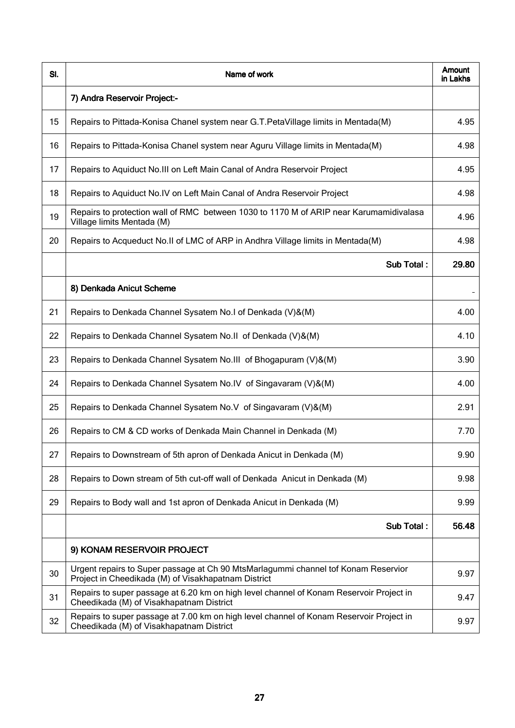| Sl. | Name of work | Amount in Lakhs |
|---|---|---|
| | **7) Andra Reservoir Project:-** | |
| 15 | Repairs to Pittada-Konisa Chanel system near G.T.PetaVillage limits in Mentada(M) | 4.95 |
| 16 | Repairs to Pittada-Konisa Chanel system near Aguru Village limits in Mentada(M) | 4.98 |
| 17 | Repairs to Aquiduct No.III on Left Main Canal of Andra Reservoir Project | 4.95 |
| 18 | Repairs to Aquiduct No.IV on Left Main Canal of Andra Reservoir Project | 4.98 |
| 19 | Repairs to protection wall of RMC between 1030 to 1170 M of ARIP near Karumamidivalasa Village limits Mentada (M) | 4.96 |
| 20 | Repairs to Acqueduct No.II of LMC of ARP in Andhra Village limits in Mentada(M) | 4.98 |
| | **Sub Total :** | **29.80** |
| | **8) Denkada Anicut Scheme** | - |
| 21 | Repairs to Denkada Channel Sysatem No.I of Denkada (V)&(M) | 4.00 |
| 22 | Repairs to Denkada Channel Sysatem No.II of Denkada (V)&(M) | 4.10 |
| 23 | Repairs to Denkada Channel Sysatem No.III of Bhogapuram (V)&(M) | 3.90 |
| 24 | Repairs to Denkada Channel Sysatem No.IV of Singavaram (V)&(M) | 4.00 |
| 25 | Repairs to Denkada Channel Sysatem No.V of Singavaram (V)&(M) | 2.91 |
| 26 | Repairs to CM & CD works of Denkada Main Channel in Denkada (M) | 7.70 |
| 27 | Repairs to Downstream of 5th apron of Denkada Anicut in Denkada (M) | 9.90 |
| 28 | Repairs to Down stream of 5th cut-off wall of Denkada Anicut in Denkada (M) | 9.98 |
| 29 | Repairs to Body wall and 1st apron of Denkada Anicut in Denkada (M) | 9.99 |
| | **Sub Total :** | **56.48** |
| | **9) KONAM RESERVOIR PROJECT** | |
| 30 | Urgent repairs to Super passage at Ch 90 MtsMarlagummi channel tof Konam Reservior Project in Cheedikada (M) of Visakhapatnam District | 9.97 |
| 31 | Repairs to super passage at 6.20 km on high level channel of Konam Reservoir Project in Cheedikada (M) of Visakhapatnam District | 9.47 |
| 32 | Repairs to super passage at 7.00 km on high level channel of Konam Reservoir Project in Cheedikada (M) of Visakhapatnam District | 9.97 |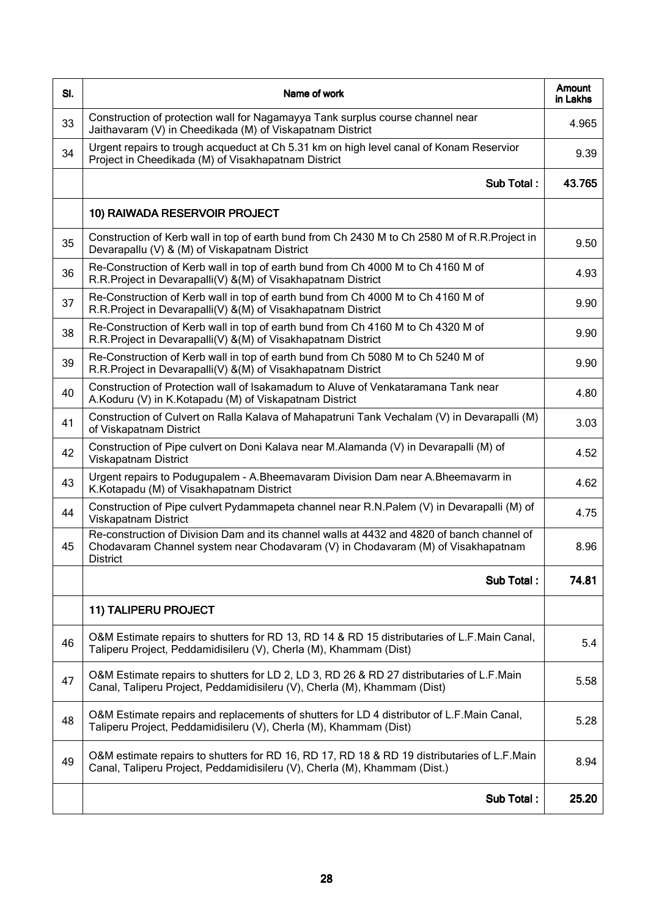| Sl. | Name of work | Amount in Lakhs |
|---|---|---|
| 33 | Construction of protection wall for Nagamayya Tank surplus course channel near Jaithavaram (V) in Cheedikada (M) of Viskapatnam District | 4.965 |
| 34 | Urgent repairs to trough acqueduct at Ch 5.31 km on high level canal of Konam Reservior Project in Cheedikada (M) of Visakhapatnam District | 9.39 |
| | **Sub Total :** | **43.765** |
| | **10) RAIWADA RESERVOIR PROJECT** | |
| 35 | Construction of Kerb wall in top of earth bund from Ch 2430 M to Ch 2580 M of R.R.Project in Devarapallu (V) & (M) of Viskapatnam District | 9.50 |
| 36 | Re-Construction of Kerb wall in top of earth bund from Ch 4000 M to Ch 4160 M of R.R.Project in Devarapalli(V) &(M) of Visakhapatnam District | 4.93 |
| 37 | Re-Construction of Kerb wall in top of earth bund from Ch 4000 M to Ch 4160 M of R.R.Project in Devarapalli(V) &(M) of Visakhapatnam District | 9.90 |
| 38 | Re-Construction of Kerb wall in top of earth bund from Ch 4160 M to Ch 4320 M of R.R.Project in Devarapalli(V) &(M) of Visakhapatnam District | 9.90 |
| 39 | Re-Construction of Kerb wall in top of earth bund from Ch 5080 M to Ch 5240 M of R.R.Project in Devarapalli(V) &(M) of Visakhapatnam District | 9.90 |
| 40 | Construction of Protection wall of Isakamadum to Aluve of Venkataramana Tank near A.Koduru (V) in K.Kotapadu (M) of Viskapatnam District | 4.80 |
| 41 | Construction of Culvert on Ralla Kalava of Mahapatruni Tank Vechalam (V) in Devarapalli (M) of Viskapatnam District | 3.03 |
| 42 | Construction of Pipe culvert on Doni Kalava near M.Alamanda (V) in Devarapalli (M) of Viskapatnam District | 4.52 |
| 43 | Urgent repairs to Podugupalem - A.Bheemavaram Division Dam near A.Bheemavarm in K.Kotapadu (M) of Visakhapatnam District | 4.62 |
| 44 | Construction of Pipe culvert Pydammapeta channel near R.N.Palem (V) in Devarapalli (M) of Viskapatnam District | 4.75 |
| 45 | Re-construction of Division Dam and its channel walls at 4432 and 4820 of banch channel of Chodavaram Channel system near Chodavaram (V) in Chodavaram (M) of Visakhapatnam District | 8.96 |
| | **Sub Total :** | **74.81** |
| | **11) TALIPERU PROJECT** | |
| 46 | O&M Estimate repairs to shutters for RD 13, RD 14 & RD 15 distributaries of L.F.Main Canal, Taliperu Project, Peddamidisileru (V), Cherla (M), Khammam (Dist) | 5.4 |
| 47 | O&M Estimate repairs to shutters for LD 2, LD 3, RD 26 & RD 27 distributaries of L.F.Main Canal, Taliperu Project, Peddamidisileru (V), Cherla (M), Khammam (Dist) | 5.58 |
| 48 | O&M Estimate repairs and replacements of shutters for LD 4 distributor of L.F.Main Canal, Taliperu Project, Peddamidisileru (V), Cherla (M), Khammam (Dist) | 5.28 |
| 49 | O&M estimate repairs to shutters for RD 16, RD 17, RD 18 & RD 19 distributaries of L.F.Main Canal, Taliperu Project, Peddamidisileru (V), Cherla (M), Khammam (Dist.) | 8.94 |
| | **Sub Total :** | **25.20** |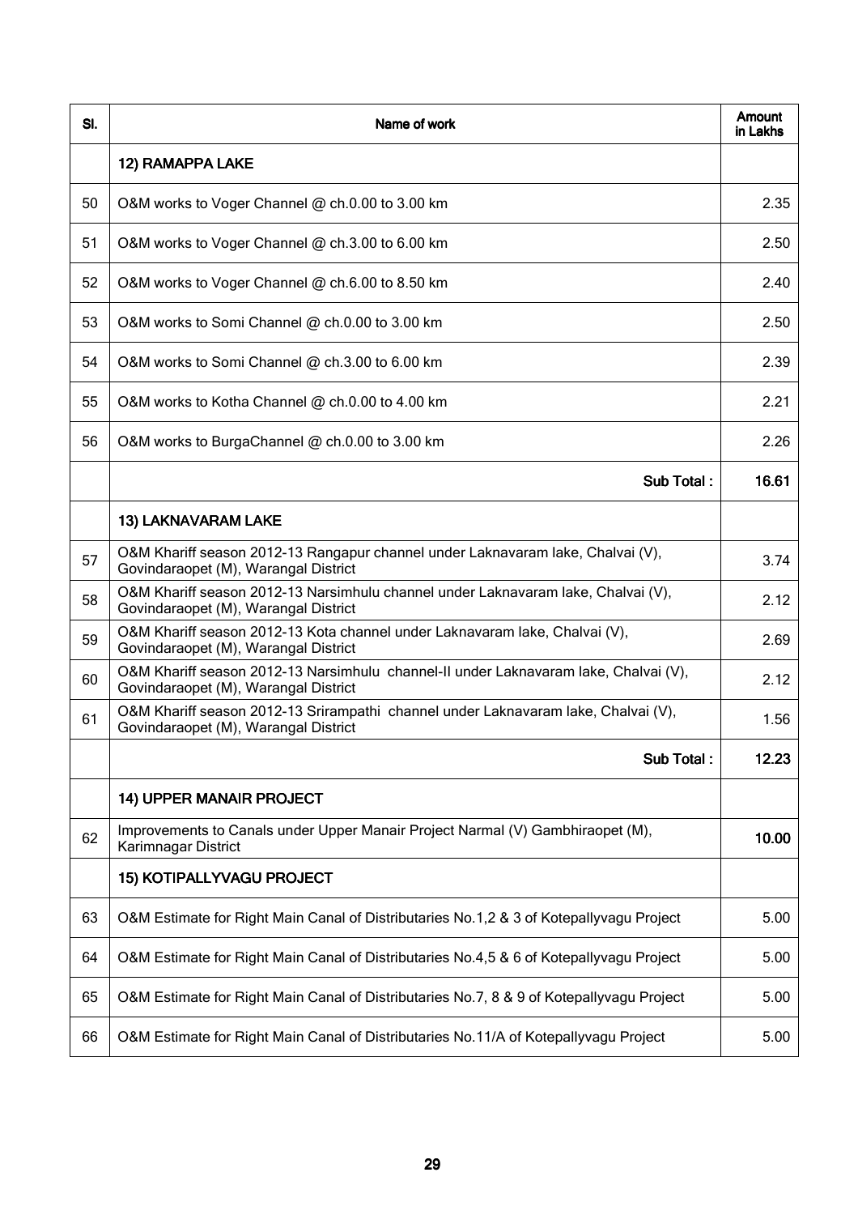| Sl. | Name of work | Amount in Lakhs |
|---|---|---|
| | **12) RAMAPPA LAKE** | |
| 50 | O&M works to Voger Channel @ ch.0.00 to 3.00 km | 2.35 |
| 51 | O&M works to Voger Channel @ ch.3.00 to 6.00 km | 2.50 |
| 52 | O&M works to Voger Channel @ ch.6.00 to 8.50 km | 2.40 |
| 53 | O&M works to Somi Channel @ ch.0.00 to 3.00 km | 2.50 |
| 54 | O&M works to Somi Channel @ ch.3.00 to 6.00 km | 2.39 |
| 55 | O&M works to Kotha Channel @ ch.0.00 to 4.00 km | 2.21 |
| 56 | O&M works to BurgaChannel @ ch.0.00 to 3.00 km | 2.26 |
| | **Sub Total :** | **16.61** |
| | **13) LAKNAVARAM LAKE** | |
| 57 | O&M Khariff season 2012-13 Rangapur channel under Laknavaram lake, Chalvai (V), Govindaraopet (M), Warangal District | 3.74 |
| 58 | O&M Khariff season 2012-13 Narsimhulu channel under Laknavaram lake, Chalvai (V), Govindaraopet (M), Warangal District | 2.12 |
| 59 | O&M Khariff season 2012-13 Kota channel under Laknavaram lake, Chalvai (V), Govindaraopet (M), Warangal District | 2.69 |
| 60 | O&M Khariff season 2012-13 Narsimhulu channel-II under Laknavaram lake, Chalvai (V), Govindaraopet (M), Warangal District | 2.12 |
| 61 | O&M Khariff season 2012-13 Srirampathi channel under Laknavaram lake, Chalvai (V), Govindaraopet (M), Warangal District | 1.56 |
| | **Sub Total :** | **12.23** |
| | **14) UPPER MANAIR PROJECT** | |
| 62 | Improvements to Canals under Upper Manair Project Narmal (V) Gambhiraopet (M), Karimnagar District | **10.00** |
| | **15) KOTIPALLYVAGU PROJECT** | |
| 63 | O&M Estimate for Right Main Canal of Distributaries No.1,2 & 3 of Kotepallyvagu Project | 5.00 |
| 64 | O&M Estimate for Right Main Canal of Distributaries No.4,5 & 6 of Kotepallyvagu Project | 5.00 |
| 65 | O&M Estimate for Right Main Canal of Distributaries No.7, 8 & 9 of Kotepallyvagu Project | 5.00 |
| 66 | O&M Estimate for Right Main Canal of Distributaries No.11/A of Kotepallyvagu Project | 5.00 |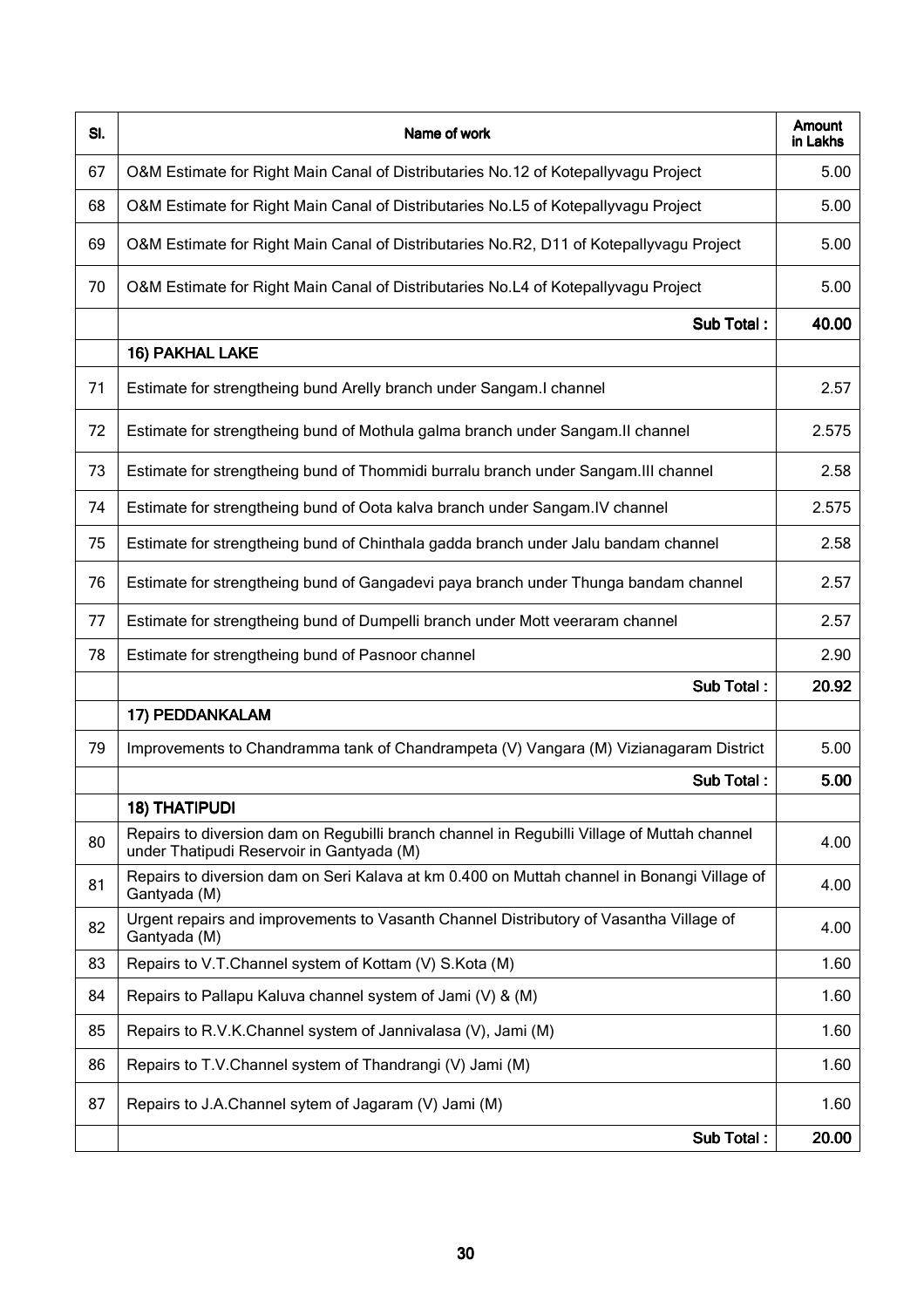| Sl. | Name of work | Amount in Lakhs |
|---|---|---|
| 67 | O&M Estimate for Right Main Canal of Distributaries No.12 of Kotepallyvagu Project | 5.00 |
| 68 | O&M Estimate for Right Main Canal of Distributaries No.L5 of Kotepallyvagu Project | 5.00 |
| 69 | O&M Estimate for Right Main Canal of Distributaries No.R2, D11 of Kotepallyvagu Project | 5.00 |
| 70 | O&M Estimate for Right Main Canal of Distributaries No.L4 of Kotepallyvagu Project | 5.00 |
| | **Sub Total :** | **40.00** |
| | **16) PAKHAL LAKE** | |
| 71 | Estimate for strengtheing bund Arelly branch under Sangam.I channel | 2.57 |
| 72 | Estimate for strengtheing bund of Mothula galma branch under Sangam.II channel | 2.575 |
| 73 | Estimate for strengtheing bund of Thommidi burralu branch under Sangam.III channel | 2.58 |
| 74 | Estimate for strengtheing bund of Oota kalva branch under Sangam.IV channel | 2.575 |
| 75 | Estimate for strengtheing bund of Chinthala gadda branch under Jalu bandam channel | 2.58 |
| 76 | Estimate for strengtheing bund of Gangadevi paya branch under Thunga bandam channel | 2.57 |
| 77 | Estimate for strengtheing bund of Dumpelli branch under Mott veeraram channel | 2.57 |
| 78 | Estimate for strengtheing bund of Pasnoor channel | 2.90 |
| | **Sub Total :** | **20.92** |
| | **17) PEDDANKALAM** | |
| 79 | Improvements to Chandramma tank of Chandrampeta (V) Vangara (M) Vizianagaram District | 5.00 |
| | **Sub Total :** | **5.00** |
| | **18) THATIPUDI** | |
| 80 | Repairs to diversion dam on Regubilli branch channel in Regubilli Village of Muttah channel under Thatipudi Reservoir in Gantyada (M) | 4.00 |
| 81 | Repairs to diversion dam on Seri Kalava at km 0.400 on Muttah channel in Bonangi Village of Gantyada (M) | 4.00 |
| 82 | Urgent repairs and improvements to Vasanth Channel Distributory of Vasantha Village of Gantyada (M) | 4.00 |
| 83 | Repairs to V.T.Channel system of Kottam (V) S.Kota (M) | 1.60 |
| 84 | Repairs to Pallapu Kaluva channel system of Jami (V) & (M) | 1.60 |
| 85 | Repairs to R.V.K.Channel system of Jannivalasa (V), Jami (M) | 1.60 |
| 86 | Repairs to T.V.Channel system of Thandrangi (V) Jami (M) | 1.60 |
| 87 | Repairs to J.A.Channel sytem of Jagaram (V) Jami (M) | 1.60 |
| | **Sub Total :** | **20.00** |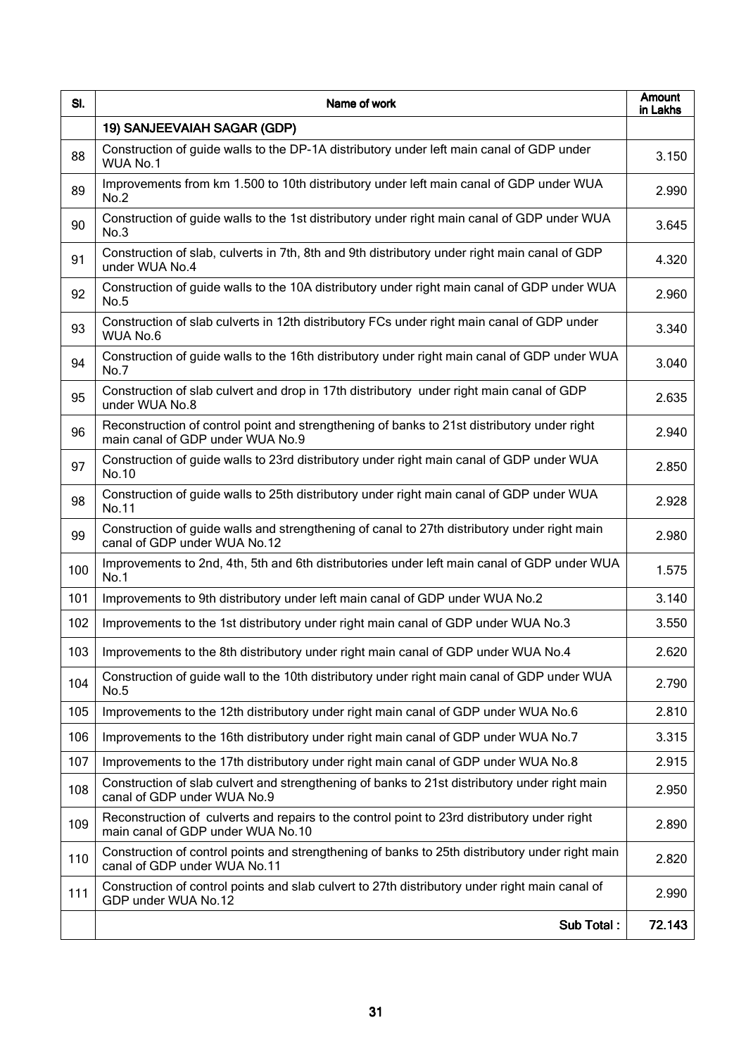| Sl. | Name of work | Amount in Lakhs |
|---|---|---|
| | **19) SANJEEVAIAH SAGAR (GDP)** | |
| 88 | Construction of guide walls to the DP-1A distributory under left main canal of GDP under WUA No.1 | 3.150 |
| 89 | Improvements from km 1.500 to 10th distributory under left main canal of GDP under WUA No.2 | 2.990 |
| 90 | Construction of guide walls to the 1st distributory under right main canal of GDP under WUA No.3 | 3.645 |
| 91 | Construction of slab, culverts in 7th, 8th and 9th distributory under right main canal of GDP under WUA No.4 | 4.320 |
| 92 | Construction of guide walls to the 10A distributory under right main canal of GDP under WUA No.5 | 2.960 |
| 93 | Construction of slab culverts in 12th distributory FCs under right main canal of GDP under WUA No.6 | 3.340 |
| 94 | Construction of guide walls to the 16th distributory under right main canal of GDP under WUA No.7 | 3.040 |
| 95 | Construction of slab culvert and drop in 17th distributory under right main canal of GDP under WUA No.8 | 2.635 |
| 96 | Reconstruction of control point and strengthening of banks to 21st distributory under right main canal of GDP under WUA No.9 | 2.940 |
| 97 | Construction of guide walls to 23rd distributory under right main canal of GDP under WUA No.10 | 2.850 |
| 98 | Construction of guide walls to 25th distributory under right main canal of GDP under WUA No.11 | 2.928 |
| 99 | Construction of guide walls and strengthening of canal to 27th distributory under right main canal of GDP under WUA No.12 | 2.980 |
| 100 | Improvements to 2nd, 4th, 5th and 6th distributories under left main canal of GDP under WUA No.1 | 1.575 |
| 101 | Improvements to 9th distributory under left main canal of GDP under WUA No.2 | 3.140 |
| 102 | Improvements to the 1st distributory under right main canal of GDP under WUA No.3 | 3.550 |
| 103 | Improvements to the 8th distributory under right main canal of GDP under WUA No.4 | 2.620 |
| 104 | Construction of guide wall to the 10th distributory under right main canal of GDP under WUA No.5 | 2.790 |
| 105 | Improvements to the 12th distributory under right main canal of GDP under WUA No.6 | 2.810 |
| 106 | Improvements to the 16th distributory under right main canal of GDP under WUA No.7 | 3.315 |
| 107 | Improvements to the 17th distributory under right main canal of GDP under WUA No.8 | 2.915 |
| 108 | Construction of slab culvert and strengthening of banks to 21st distributory under right main canal of GDP under WUA No.9 | 2.950 |
| 109 | Reconstruction of culverts and repairs to the control point to 23rd distributory under right main canal of GDP under WUA No.10 | 2.890 |
| 110 | Construction of control points and strengthening of banks to 25th distributory under right main canal of GDP under WUA No.11 | 2.820 |
| 111 | Construction of control points and slab culvert to 27th distributory under right main canal of GDP under WUA No.12 | 2.990 |
| | **Sub Total :** | **72.143** |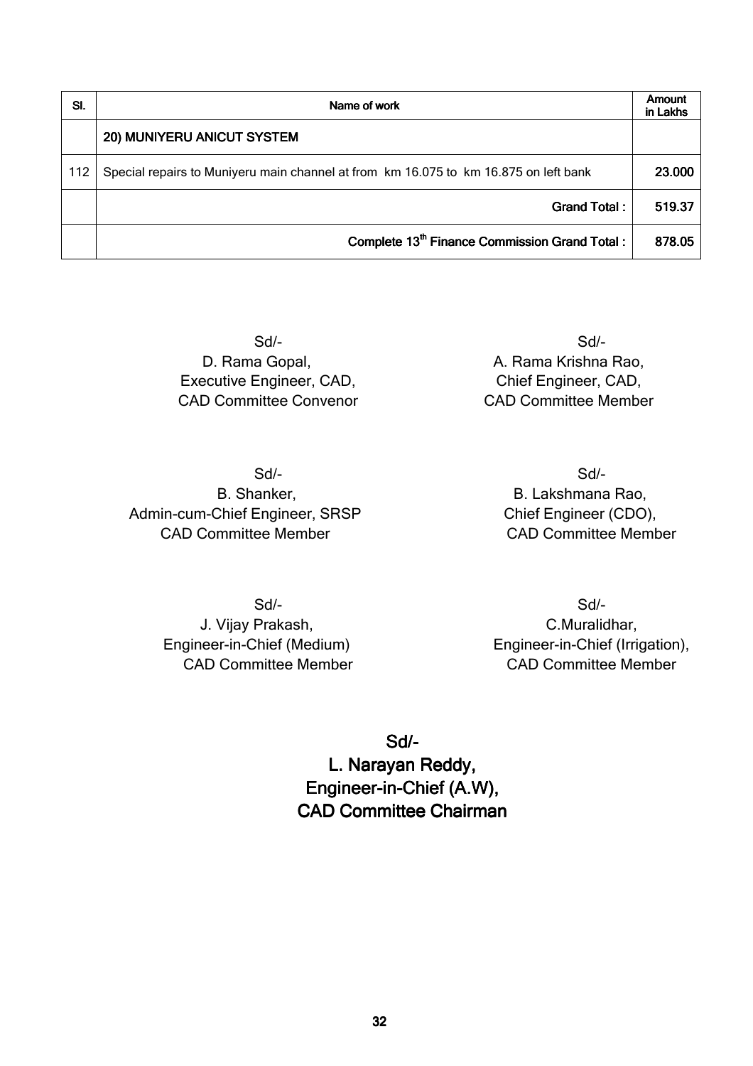| Sl. | Name of work | Amount in Lakhs |
|---|---|---|
| | **20) MUNIYERU ANICUT SYSTEM** | |
| 112 | Special repairs to Muniyeru main channel at from km 16.075 to km 16.875 on left bank | **23.000** |
| | **Grand Total :** | **519.37** |
| | **Complete 13th Finance Commission Grand Total :** | **878.05** |

Sd/-
D. Rama Gopal,
Executive Engineer, CAD,
CAD Committee Convenor

Sd/-
A. Rama Krishna Rao,
Chief Engineer, CAD,
CAD Committee Member

Sd/-
B. Shanker,
Admin-cum-Chief Engineer, SRSP
CAD Committee Member

Sd/-
B. Lakshmana Rao,
Chief Engineer (CDO),
CAD Committee Member

Sd/-
J. Vijay Prakash,
Engineer-in-Chief (Medium)
CAD Committee Member

Sd/-
C.Muralidhar,
Engineer-in-Chief (Irrigation),
CAD Committee Member

**Sd/-**
**L. Narayan Reddy,**
**Engineer-in-Chief (A.W),**
**CAD Committee Chairman**